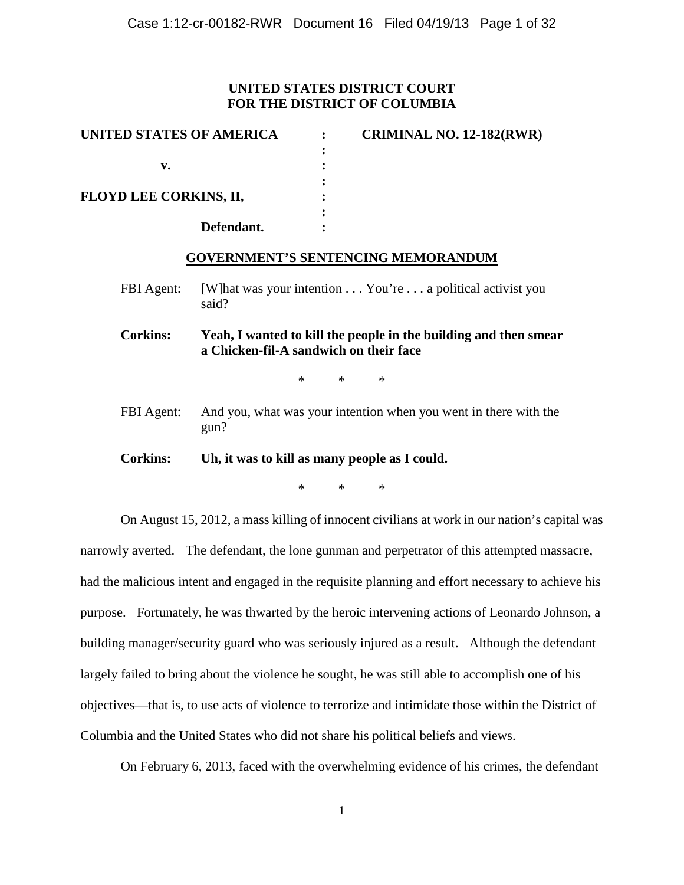**UNITED STATES DISTRICT COURT**
**FOR THE DISTRICT OF COLUMBIA**

| | | |
|---|---|---|
| **UNITED STATES OF AMERICA** | : | **CRIMINAL NO. 12-182(RWR)** |
| | : | |
| **v.** | : | |
| | : | |
| **FLOYD LEE CORKINS, II,** | : | |
| | : | |
| **Defendant.** | : | |

## GOVERNMENT'S SENTENCING MEMORANDUM

FBI Agent: [W]hat was your intention . . . You're . . . a political activist you said?

**Corkins: Yeah, I wanted to kill the people in the building and then smear a Chicken-fil-A sandwich on their face**

\*　　\*　　\*

FBI Agent: And you, what was your intention when you went in there with the gun?

**Corkins: Uh, it was to kill as many people as I could.**

\*　　\*　　\*

On August 15, 2012, a mass killing of innocent civilians at work in our nation's capital was narrowly averted. The defendant, the lone gunman and perpetrator of this attempted massacre, had the malicious intent and engaged in the requisite planning and effort necessary to achieve his purpose. Fortunately, he was thwarted by the heroic intervening actions of Leonardo Johnson, a building manager/security guard who was seriously injured as a result. Although the defendant largely failed to bring about the violence he sought, he was still able to accomplish one of his objectives—that is, to use acts of violence to terrorize and intimidate those within the District of Columbia and the United States who did not share his political beliefs and views.

On February 6, 2013, faced with the overwhelming evidence of his crimes, the defendant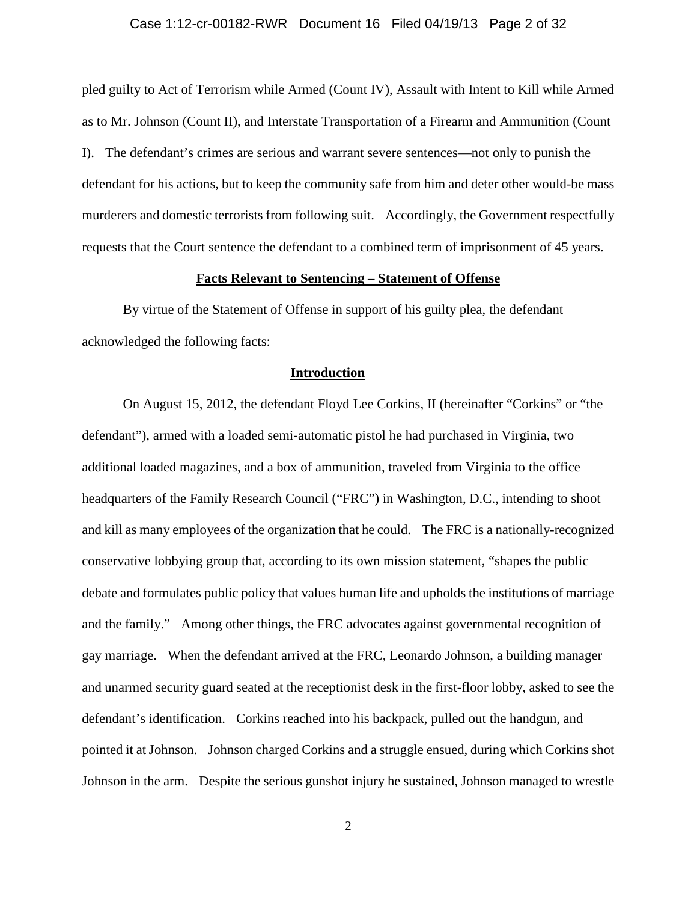pled guilty to Act of Terrorism while Armed (Count IV), Assault with Intent to Kill while Armed as to Mr. Johnson (Count II), and Interstate Transportation of a Firearm and Ammunition (Count I). The defendant's crimes are serious and warrant severe sentences—not only to punish the defendant for his actions, but to keep the community safe from him and deter other would-be mass murderers and domestic terrorists from following suit. Accordingly, the Government respectfully requests that the Court sentence the defendant to a combined term of imprisonment of 45 years.

## **Facts Relevant to Sentencing – Statement of Offense**

By virtue of the Statement of Offense in support of his guilty plea, the defendant acknowledged the following facts:

### **Introduction**

On August 15, 2012, the defendant Floyd Lee Corkins, II (hereinafter "Corkins" or "the defendant"), armed with a loaded semi-automatic pistol he had purchased in Virginia, two additional loaded magazines, and a box of ammunition, traveled from Virginia to the office headquarters of the Family Research Council ("FRC") in Washington, D.C., intending to shoot and kill as many employees of the organization that he could. The FRC is a nationally-recognized conservative lobbying group that, according to its own mission statement, "shapes the public debate and formulates public policy that values human life and upholds the institutions of marriage and the family." Among other things, the FRC advocates against governmental recognition of gay marriage. When the defendant arrived at the FRC, Leonardo Johnson, a building manager and unarmed security guard seated at the receptionist desk in the first-floor lobby, asked to see the defendant's identification. Corkins reached into his backpack, pulled out the handgun, and pointed it at Johnson. Johnson charged Corkins and a struggle ensued, during which Corkins shot Johnson in the arm. Despite the serious gunshot injury he sustained, Johnson managed to wrestle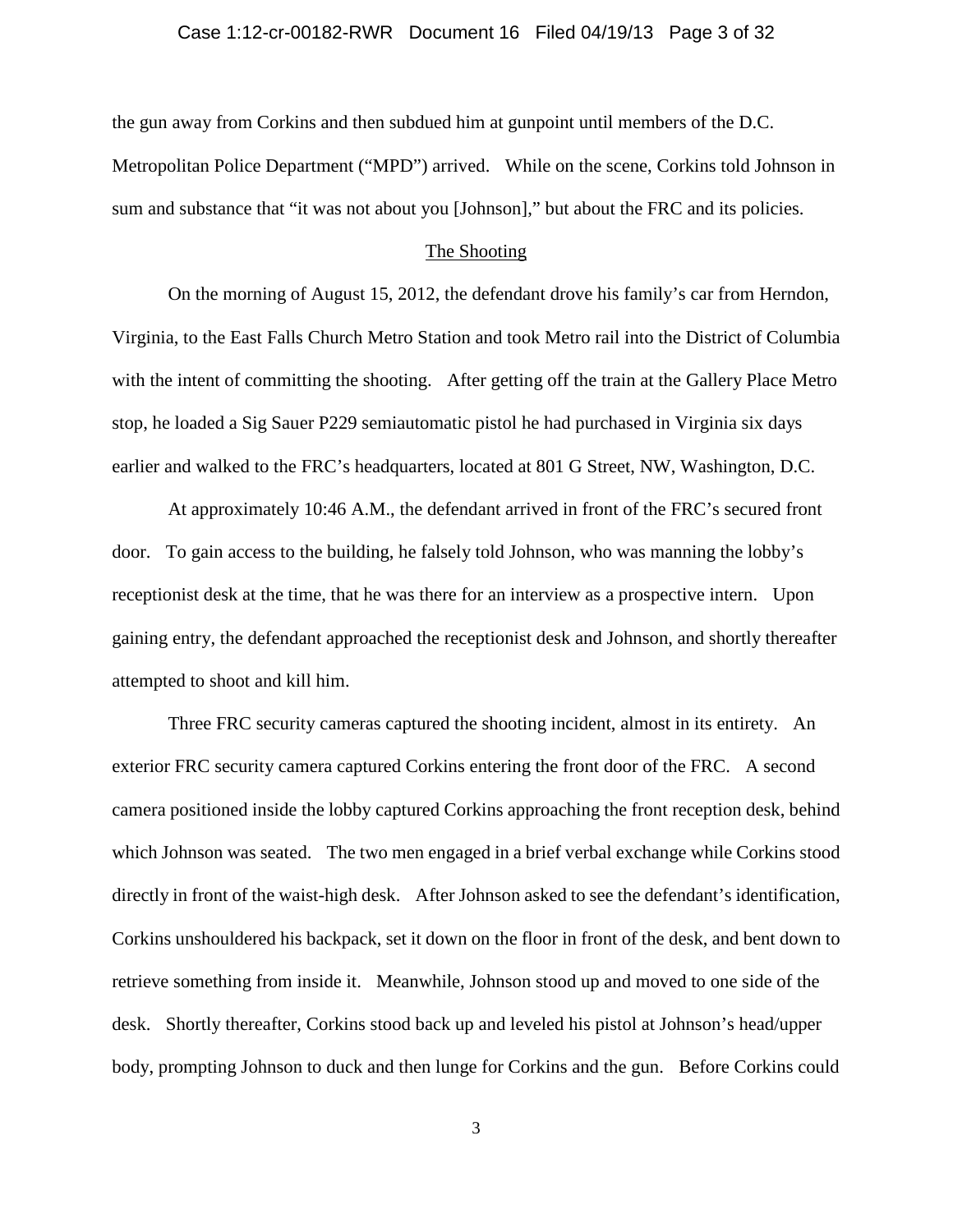the gun away from Corkins and then subdued him at gunpoint until members of the D.C. Metropolitan Police Department ("MPD") arrived. While on the scene, Corkins told Johnson in sum and substance that "it was not about you [Johnson]," but about the FRC and its policies.

<u>The Shooting</u>

On the morning of August 15, 2012, the defendant drove his family's car from Herndon, Virginia, to the East Falls Church Metro Station and took Metro rail into the District of Columbia with the intent of committing the shooting. After getting off the train at the Gallery Place Metro stop, he loaded a Sig Sauer P229 semiautomatic pistol he had purchased in Virginia six days earlier and walked to the FRC's headquarters, located at 801 G Street, NW, Washington, D.C.

At approximately 10:46 A.M., the defendant arrived in front of the FRC's secured front door. To gain access to the building, he falsely told Johnson, who was manning the lobby's receptionist desk at the time, that he was there for an interview as a prospective intern. Upon gaining entry, the defendant approached the receptionist desk and Johnson, and shortly thereafter attempted to shoot and kill him.

Three FRC security cameras captured the shooting incident, almost in its entirety. An exterior FRC security camera captured Corkins entering the front door of the FRC. A second camera positioned inside the lobby captured Corkins approaching the front reception desk, behind which Johnson was seated. The two men engaged in a brief verbal exchange while Corkins stood directly in front of the waist-high desk. After Johnson asked to see the defendant's identification, Corkins unshouldered his backpack, set it down on the floor in front of the desk, and bent down to retrieve something from inside it. Meanwhile, Johnson stood up and moved to one side of the desk. Shortly thereafter, Corkins stood back up and leveled his pistol at Johnson's head/upper body, prompting Johnson to duck and then lunge for Corkins and the gun. Before Corkins could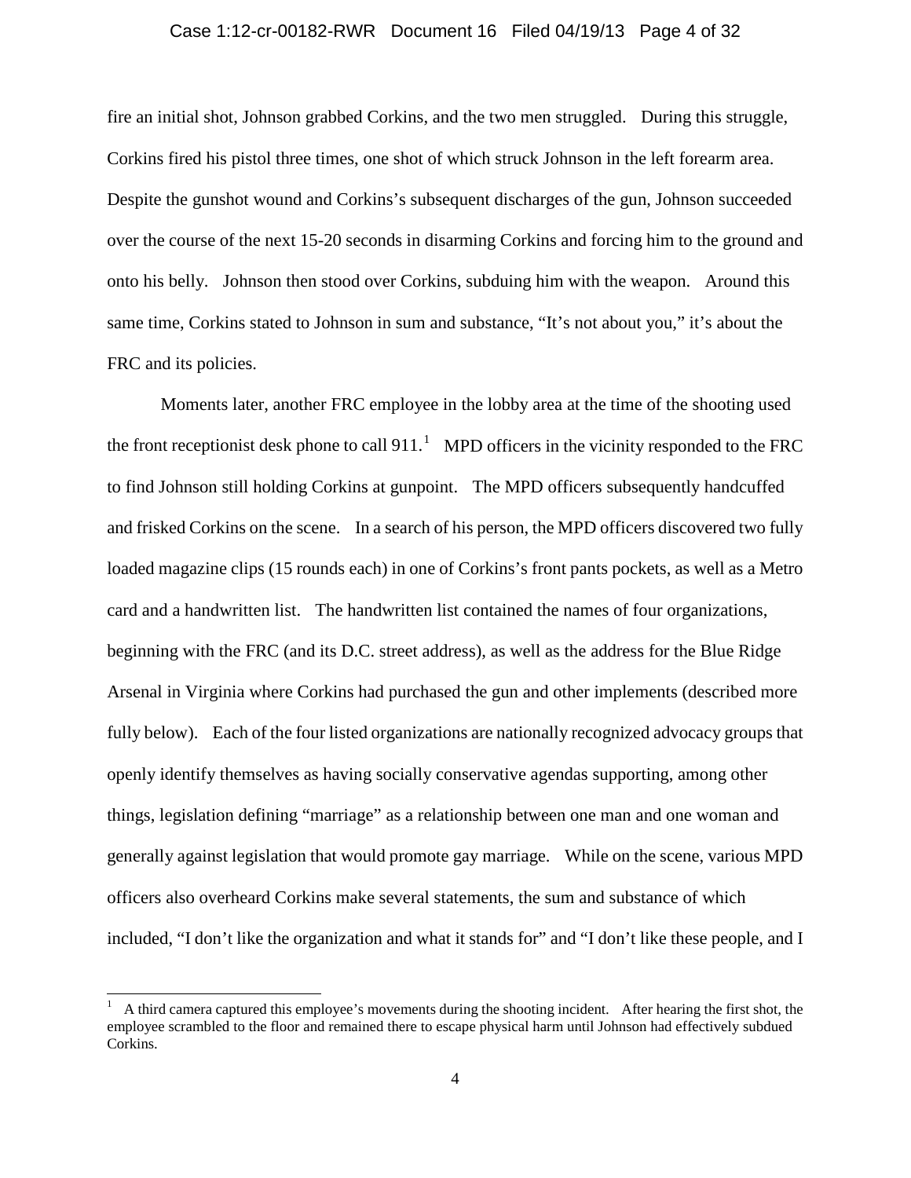fire an initial shot, Johnson grabbed Corkins, and the two men struggled. During this struggle, Corkins fired his pistol three times, one shot of which struck Johnson in the left forearm area. Despite the gunshot wound and Corkins's subsequent discharges of the gun, Johnson succeeded over the course of the next 15-20 seconds in disarming Corkins and forcing him to the ground and onto his belly. Johnson then stood over Corkins, subduing him with the weapon. Around this same time, Corkins stated to Johnson in sum and substance, "It's not about you," it's about the FRC and its policies.

Moments later, another FRC employee in the lobby area at the time of the shooting used the front receptionist desk phone to call 911.[1] MPD officers in the vicinity responded to the FRC to find Johnson still holding Corkins at gunpoint. The MPD officers subsequently handcuffed and frisked Corkins on the scene. In a search of his person, the MPD officers discovered two fully loaded magazine clips (15 rounds each) in one of Corkins's front pants pockets, as well as a Metro card and a handwritten list. The handwritten list contained the names of four organizations, beginning with the FRC (and its D.C. street address), as well as the address for the Blue Ridge Arsenal in Virginia where Corkins had purchased the gun and other implements (described more fully below). Each of the four listed organizations are nationally recognized advocacy groups that openly identify themselves as having socially conservative agendas supporting, among other things, legislation defining "marriage" as a relationship between one man and one woman and generally against legislation that would promote gay marriage. While on the scene, various MPD officers also overheard Corkins make several statements, the sum and substance of which included, "I don't like the organization and what it stands for" and "I don't like these people, and I

[1] A third camera captured this employee's movements during the shooting incident. After hearing the first shot, the employee scrambled to the floor and remained there to escape physical harm until Johnson had effectively subdued Corkins.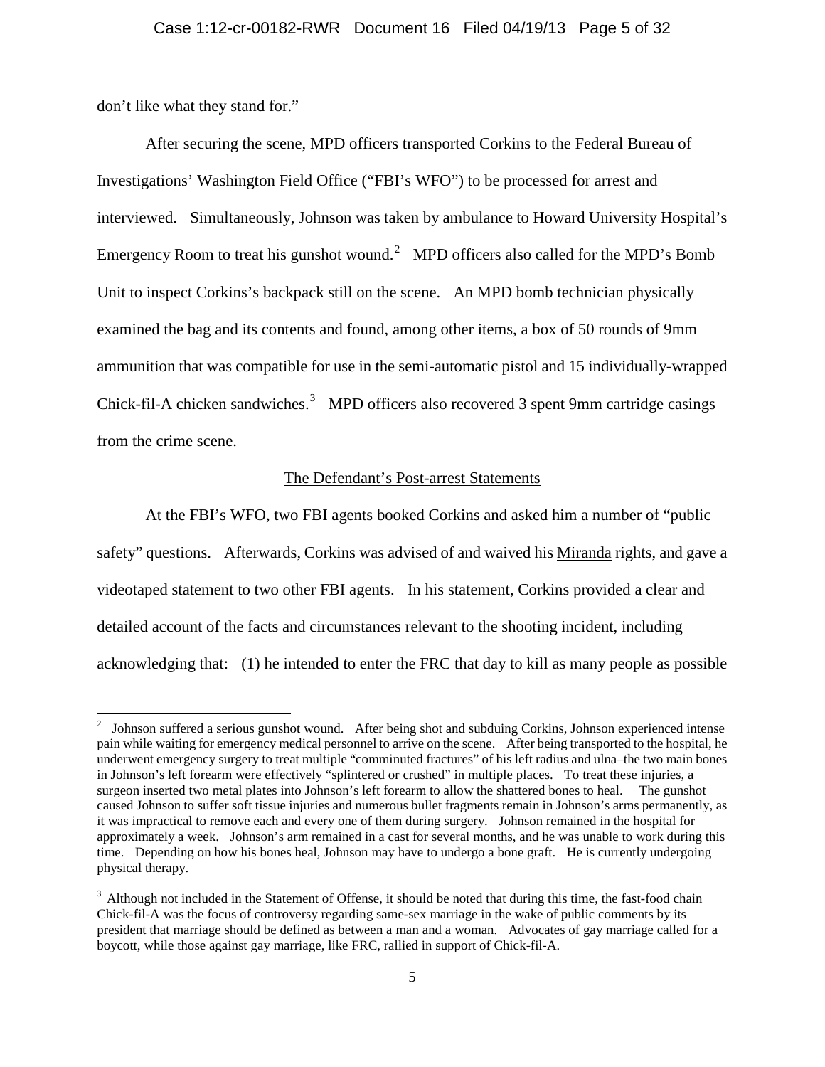don't like what they stand for."

After securing the scene, MPD officers transported Corkins to the Federal Bureau of Investigations' Washington Field Office ("FBI's WFO") to be processed for arrest and interviewed. Simultaneously, Johnson was taken by ambulance to Howard University Hospital's Emergency Room to treat his gunshot wound.[2] MPD officers also called for the MPD's Bomb Unit to inspect Corkins's backpack still on the scene. An MPD bomb technician physically examined the bag and its contents and found, among other items, a box of 50 rounds of 9mm ammunition that was compatible for use in the semi-automatic pistol and 15 individually-wrapped Chick-fil-A chicken sandwiches.[3] MPD officers also recovered 3 spent 9mm cartridge casings from the crime scene.

## The Defendant's Post-arrest Statements

At the FBI's WFO, two FBI agents booked Corkins and asked him a number of "public safety" questions. Afterwards, Corkins was advised of and waived his Miranda rights, and gave a videotaped statement to two other FBI agents. In his statement, Corkins provided a clear and detailed account of the facts and circumstances relevant to the shooting incident, including acknowledging that: (1) he intended to enter the FRC that day to kill as many people as possible

---

[2] Johnson suffered a serious gunshot wound. After being shot and subduing Corkins, Johnson experienced intense pain while waiting for emergency medical personnel to arrive on the scene. After being transported to the hospital, he underwent emergency surgery to treat multiple "comminuted fractures" of his left radius and ulna–the two main bones in Johnson's left forearm were effectively "splintered or crushed" in multiple places. To treat these injuries, a surgeon inserted two metal plates into Johnson's left forearm to allow the shattered bones to heal. The gunshot caused Johnson to suffer soft tissue injuries and numerous bullet fragments remain in Johnson's arms permanently, as it was impractical to remove each and every one of them during surgery. Johnson remained in the hospital for approximately a week. Johnson's arm remained in a cast for several months, and he was unable to work during this time. Depending on how his bones heal, Johnson may have to undergo a bone graft. He is currently undergoing physical therapy.

[3] Although not included in the Statement of Offense, it should be noted that during this time, the fast-food chain Chick-fil-A was the focus of controversy regarding same-sex marriage in the wake of public comments by its president that marriage should be defined as between a man and a woman. Advocates of gay marriage called for a boycott, while those against gay marriage, like FRC, rallied in support of Chick-fil-A.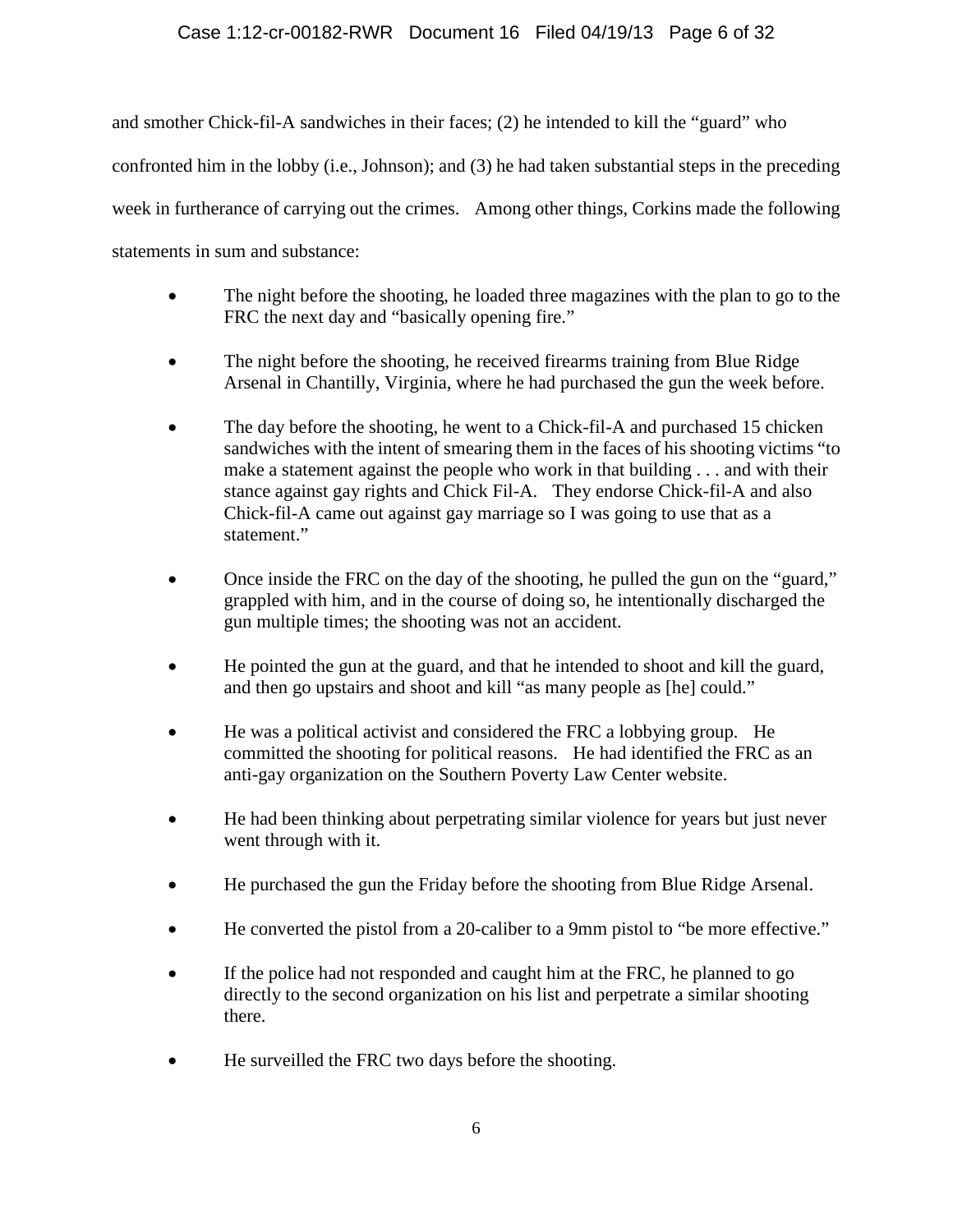and smother Chick-fil-A sandwiches in their faces; (2) he intended to kill the "guard" who confronted him in the lobby (i.e., Johnson); and (3) he had taken substantial steps in the preceding week in furtherance of carrying out the crimes. Among other things, Corkins made the following statements in sum and substance:

- The night before the shooting, he loaded three magazines with the plan to go to the FRC the next day and "basically opening fire."
- The night before the shooting, he received firearms training from Blue Ridge Arsenal in Chantilly, Virginia, where he had purchased the gun the week before.
- The day before the shooting, he went to a Chick-fil-A and purchased 15 chicken sandwiches with the intent of smearing them in the faces of his shooting victims "to make a statement against the people who work in that building . . . and with their stance against gay rights and Chick Fil-A. They endorse Chick-fil-A and also Chick-fil-A came out against gay marriage so I was going to use that as a statement."
- Once inside the FRC on the day of the shooting, he pulled the gun on the "guard," grappled with him, and in the course of doing so, he intentionally discharged the gun multiple times; the shooting was not an accident.
- He pointed the gun at the guard, and that he intended to shoot and kill the guard, and then go upstairs and shoot and kill "as many people as [he] could."
- He was a political activist and considered the FRC a lobbying group. He committed the shooting for political reasons. He had identified the FRC as an anti-gay organization on the Southern Poverty Law Center website.
- He had been thinking about perpetrating similar violence for years but just never went through with it.
- He purchased the gun the Friday before the shooting from Blue Ridge Arsenal.
- He converted the pistol from a 20-caliber to a 9mm pistol to "be more effective."
- If the police had not responded and caught him at the FRC, he planned to go directly to the second organization on his list and perpetrate a similar shooting there.
- He surveilled the FRC two days before the shooting.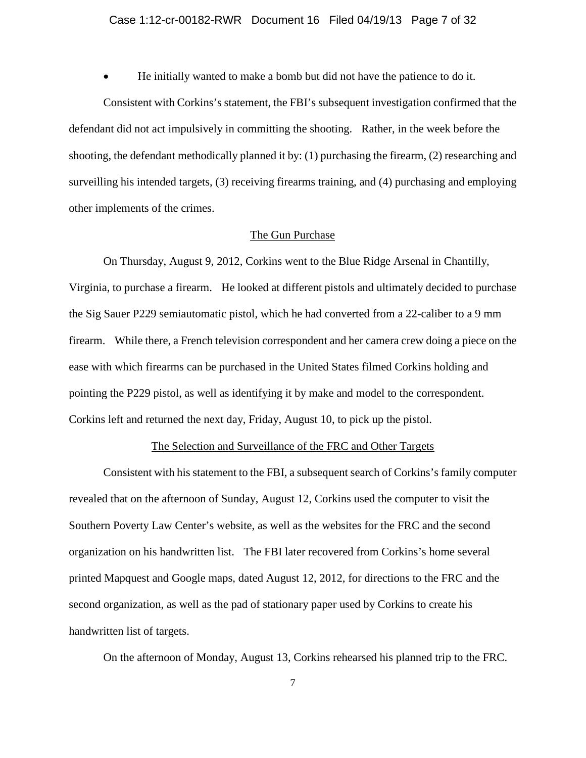- He initially wanted to make a bomb but did not have the patience to do it.

Consistent with Corkins's statement, the FBI's subsequent investigation confirmed that the defendant did not act impulsively in committing the shooting. Rather, in the week before the shooting, the defendant methodically planned it by: (1) purchasing the firearm, (2) researching and surveilling his intended targets, (3) receiving firearms training, and (4) purchasing and employing other implements of the crimes.

<u>The Gun Purchase</u>

On Thursday, August 9, 2012, Corkins went to the Blue Ridge Arsenal in Chantilly, Virginia, to purchase a firearm. He looked at different pistols and ultimately decided to purchase the Sig Sauer P229 semiautomatic pistol, which he had converted from a 22-caliber to a 9 mm firearm. While there, a French television correspondent and her camera crew doing a piece on the ease with which firearms can be purchased in the United States filmed Corkins holding and pointing the P229 pistol, as well as identifying it by make and model to the correspondent. Corkins left and returned the next day, Friday, August 10, to pick up the pistol.

<u>The Selection and Surveillance of the FRC and Other Targets</u>

Consistent with his statement to the FBI, a subsequent search of Corkins's family computer revealed that on the afternoon of Sunday, August 12, Corkins used the computer to visit the Southern Poverty Law Center's website, as well as the websites for the FRC and the second organization on his handwritten list. The FBI later recovered from Corkins's home several printed Mapquest and Google maps, dated August 12, 2012, for directions to the FRC and the second organization, as well as the pad of stationary paper used by Corkins to create his handwritten list of targets.

On the afternoon of Monday, August 13, Corkins rehearsed his planned trip to the FRC.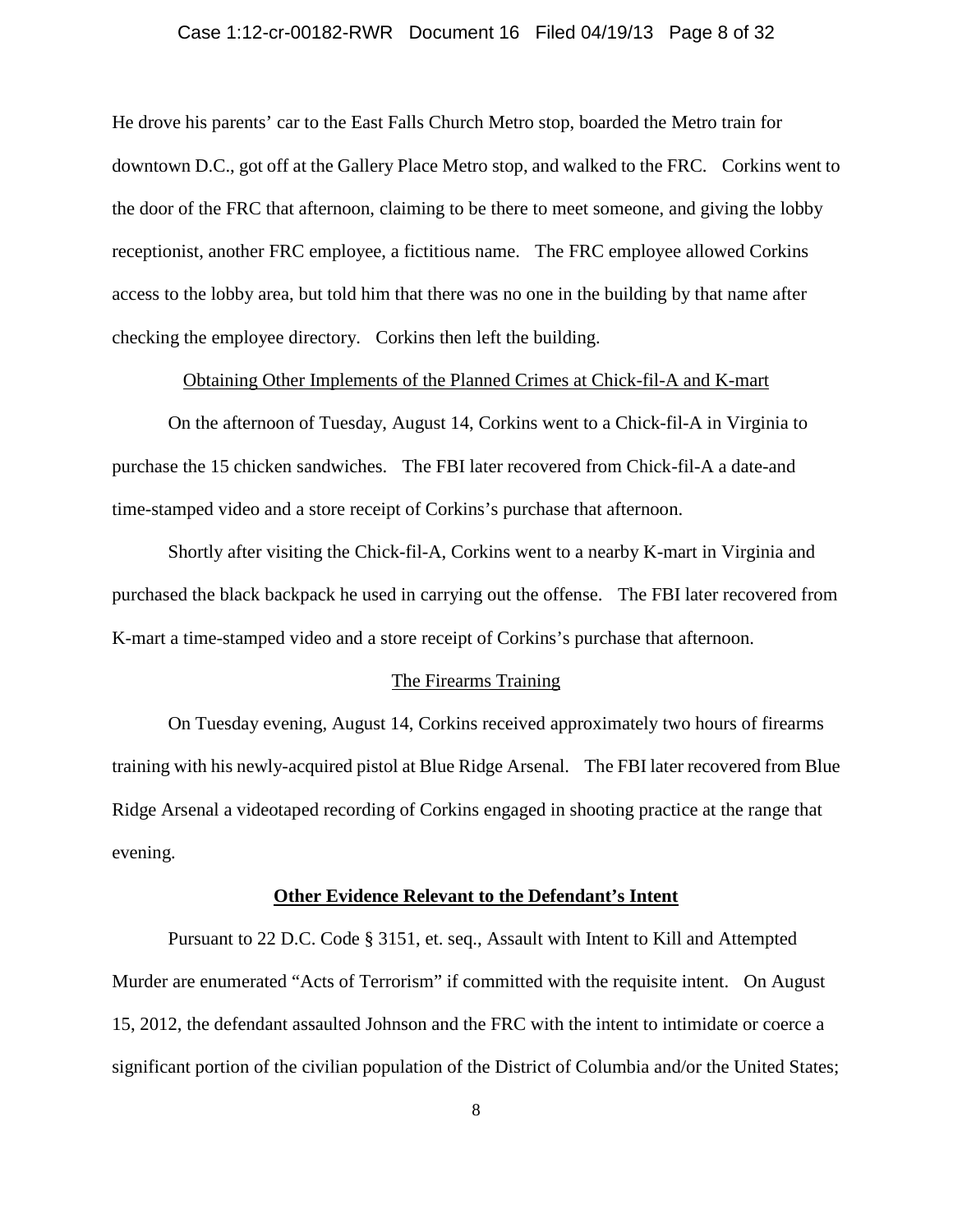He drove his parents' car to the East Falls Church Metro stop, boarded the Metro train for downtown D.C., got off at the Gallery Place Metro stop, and walked to the FRC. Corkins went to the door of the FRC that afternoon, claiming to be there to meet someone, and giving the lobby receptionist, another FRC employee, a fictitious name. The FRC employee allowed Corkins access to the lobby area, but told him that there was no one in the building by that name after checking the employee directory. Corkins then left the building.

<u>Obtaining Other Implements of the Planned Crimes at Chick-fil-A and K-mart</u>

On the afternoon of Tuesday, August 14, Corkins went to a Chick-fil-A in Virginia to purchase the 15 chicken sandwiches. The FBI later recovered from Chick-fil-A a date-and time-stamped video and a store receipt of Corkins's purchase that afternoon.

Shortly after visiting the Chick-fil-A, Corkins went to a nearby K-mart in Virginia and purchased the black backpack he used in carrying out the offense. The FBI later recovered from K-mart a time-stamped video and a store receipt of Corkins's purchase that afternoon.

<u>The Firearms Training</u>

On Tuesday evening, August 14, Corkins received approximately two hours of firearms training with his newly-acquired pistol at Blue Ridge Arsenal. The FBI later recovered from Blue Ridge Arsenal a videotaped recording of Corkins engaged in shooting practice at the range that evening.

**<u>Other Evidence Relevant to the Defendant's Intent</u>**

Pursuant to 22 D.C. Code § 3151, et. seq., Assault with Intent to Kill and Attempted Murder are enumerated "Acts of Terrorism" if committed with the requisite intent. On August 15, 2012, the defendant assaulted Johnson and the FRC with the intent to intimidate or coerce a significant portion of the civilian population of the District of Columbia and/or the United States;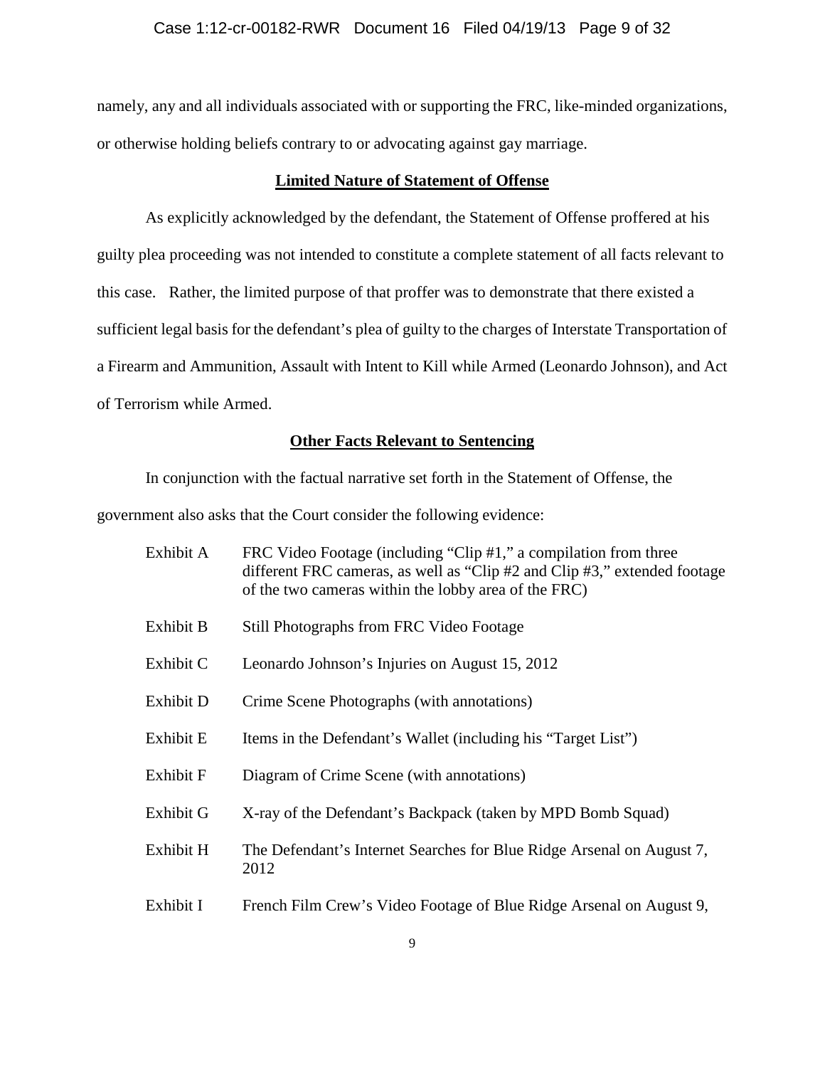namely, any and all individuals associated with or supporting the FRC, like-minded organizations, or otherwise holding beliefs contrary to or advocating against gay marriage.

## **Limited Nature of Statement of Offense**

As explicitly acknowledged by the defendant, the Statement of Offense proffered at his guilty plea proceeding was not intended to constitute a complete statement of all facts relevant to this case. Rather, the limited purpose of that proffer was to demonstrate that there existed a sufficient legal basis for the defendant's plea of guilty to the charges of Interstate Transportation of a Firearm and Ammunition, Assault with Intent to Kill while Armed (Leonardo Johnson), and Act of Terrorism while Armed.

## **Other Facts Relevant to Sentencing**

In conjunction with the factual narrative set forth in the Statement of Offense, the government also asks that the Court consider the following evidence:

| | |
|---|---|
| Exhibit A | FRC Video Footage (including "Clip #1," a compilation from three different FRC cameras, as well as "Clip #2 and Clip #3," extended footage of the two cameras within the lobby area of the FRC) |
| Exhibit B | Still Photographs from FRC Video Footage |
| Exhibit C | Leonardo Johnson's Injuries on August 15, 2012 |
| Exhibit D | Crime Scene Photographs (with annotations) |
| Exhibit E | Items in the Defendant's Wallet (including his "Target List") |
| Exhibit F | Diagram of Crime Scene (with annotations) |
| Exhibit G | X-ray of the Defendant's Backpack (taken by MPD Bomb Squad) |
| Exhibit H | The Defendant's Internet Searches for Blue Ridge Arsenal on August 7, 2012 |
| Exhibit I | French Film Crew's Video Footage of Blue Ridge Arsenal on August 9, |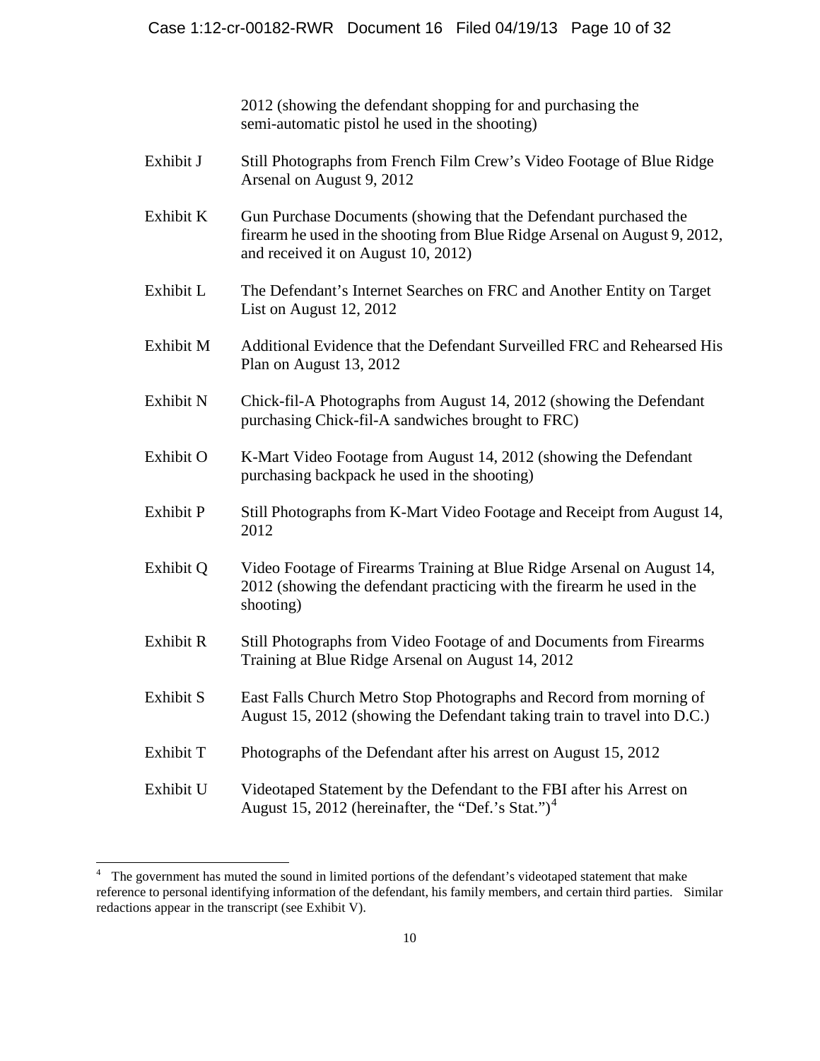2012 (showing the defendant shopping for and purchasing the semi-automatic pistol he used in the shooting)

| | |
|---|---|
| Exhibit J | Still Photographs from French Film Crew's Video Footage of Blue Ridge Arsenal on August 9, 2012 |
| Exhibit K | Gun Purchase Documents (showing that the Defendant purchased the firearm he used in the shooting from Blue Ridge Arsenal on August 9, 2012, and received it on August 10, 2012) |
| Exhibit L | The Defendant's Internet Searches on FRC and Another Entity on Target List on August 12, 2012 |
| Exhibit M | Additional Evidence that the Defendant Surveilled FRC and Rehearsed His Plan on August 13, 2012 |
| Exhibit N | Chick-fil-A Photographs from August 14, 2012 (showing the Defendant purchasing Chick-fil-A sandwiches brought to FRC) |
| Exhibit O | K-Mart Video Footage from August 14, 2012 (showing the Defendant purchasing backpack he used in the shooting) |
| Exhibit P | Still Photographs from K-Mart Video Footage and Receipt from August 14, 2012 |
| Exhibit Q | Video Footage of Firearms Training at Blue Ridge Arsenal on August 14, 2012 (showing the defendant practicing with the firearm he used in the shooting) |
| Exhibit R | Still Photographs from Video Footage of and Documents from Firearms Training at Blue Ridge Arsenal on August 14, 2012 |
| Exhibit S | East Falls Church Metro Stop Photographs and Record from morning of August 15, 2012 (showing the Defendant taking train to travel into D.C.) |
| Exhibit T | Photographs of the Defendant after his arrest on August 15, 2012 |
| Exhibit U | Videotaped Statement by the Defendant to the FBI after his Arrest on August 15, 2012 (hereinafter, the "Def.'s Stat.")[4] |

[4] The government has muted the sound in limited portions of the defendant's videotaped statement that make reference to personal identifying information of the defendant, his family members, and certain third parties. Similar redactions appear in the transcript (see Exhibit V).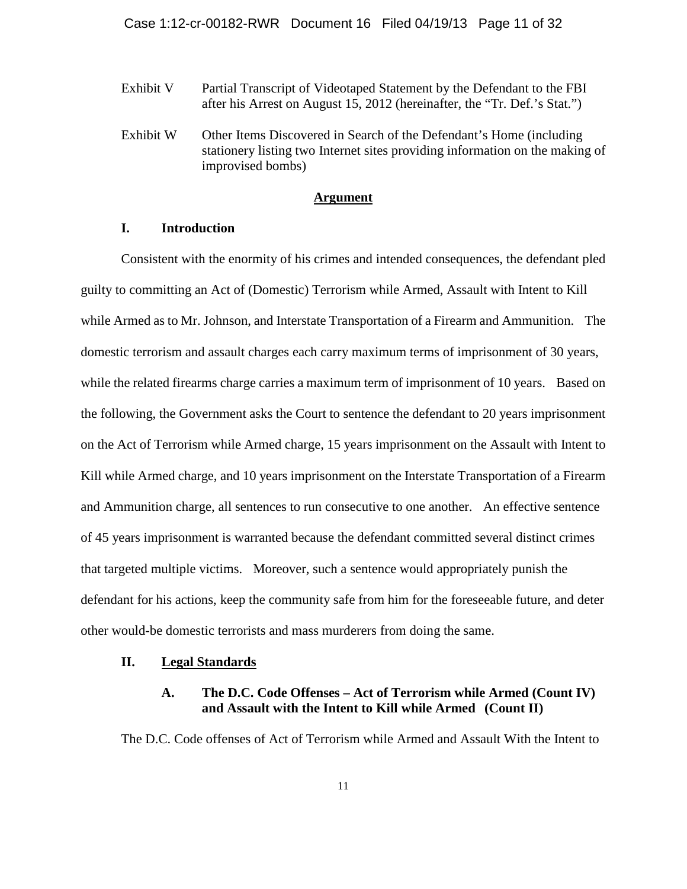Exhibit V Partial Transcript of Videotaped Statement by the Defendant to the FBI after his Arrest on August 15, 2012 (hereinafter, the "Tr. Def.'s Stat.")

Exhibit W Other Items Discovered in Search of the Defendant's Home (including stationery listing two Internet sites providing information on the making of improvised bombs)

## Argument

### I. Introduction

Consistent with the enormity of his crimes and intended consequences, the defendant pled guilty to committing an Act of (Domestic) Terrorism while Armed, Assault with Intent to Kill while Armed as to Mr. Johnson, and Interstate Transportation of a Firearm and Ammunition. The domestic terrorism and assault charges each carry maximum terms of imprisonment of 30 years, while the related firearms charge carries a maximum term of imprisonment of 10 years. Based on the following, the Government asks the Court to sentence the defendant to 20 years imprisonment on the Act of Terrorism while Armed charge, 15 years imprisonment on the Assault with Intent to Kill while Armed charge, and 10 years imprisonment on the Interstate Transportation of a Firearm and Ammunition charge, all sentences to run consecutive to one another. An effective sentence of 45 years imprisonment is warranted because the defendant committed several distinct crimes that targeted multiple victims. Moreover, such a sentence would appropriately punish the defendant for his actions, keep the community safe from him for the foreseeable future, and deter other would-be domestic terrorists and mass murderers from doing the same.

### II. Legal Standards

#### A. The D.C. Code Offenses – Act of Terrorism while Armed (Count IV) and Assault with the Intent to Kill while Armed (Count II)

The D.C. Code offenses of Act of Terrorism while Armed and Assault With the Intent to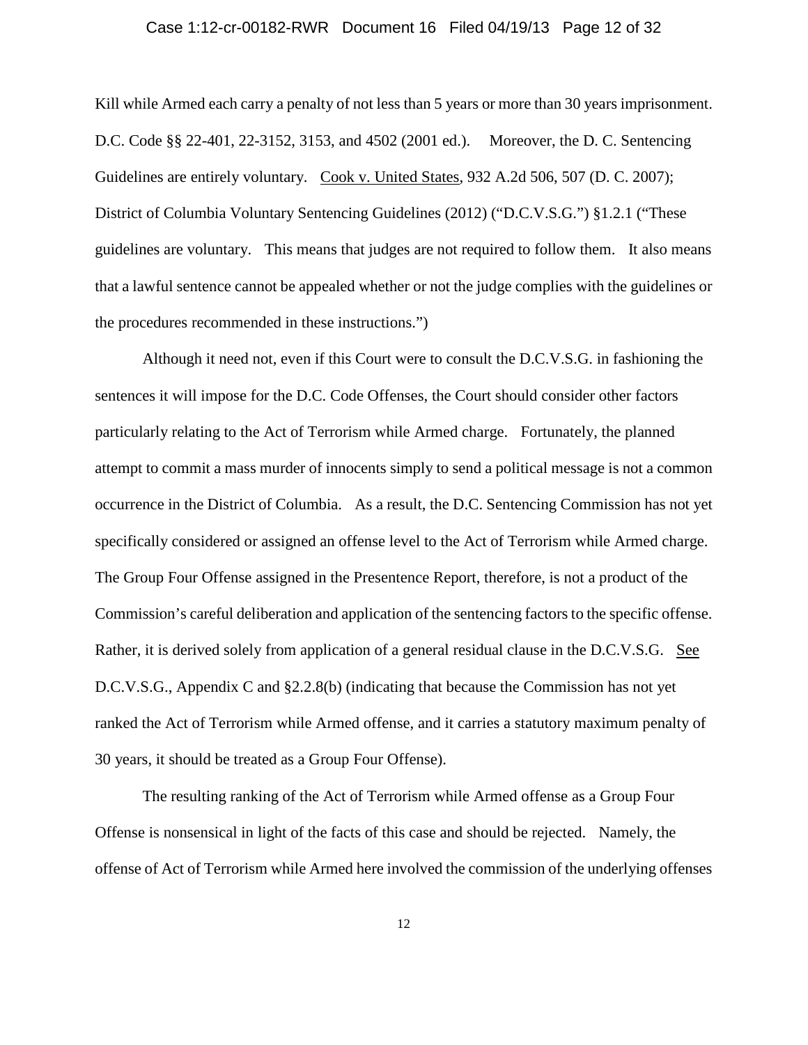Kill while Armed each carry a penalty of not less than 5 years or more than 30 years imprisonment. D.C. Code §§ 22-401, 22-3152, 3153, and 4502 (2001 ed.). Moreover, the D. C. Sentencing Guidelines are entirely voluntary. Cook v. United States, 932 A.2d 506, 507 (D. C. 2007); District of Columbia Voluntary Sentencing Guidelines (2012) ("D.C.V.S.G.") §1.2.1 ("These guidelines are voluntary. This means that judges are not required to follow them. It also means that a lawful sentence cannot be appealed whether or not the judge complies with the guidelines or the procedures recommended in these instructions.")

Although it need not, even if this Court were to consult the D.C.V.S.G. in fashioning the sentences it will impose for the D.C. Code Offenses, the Court should consider other factors particularly relating to the Act of Terrorism while Armed charge. Fortunately, the planned attempt to commit a mass murder of innocents simply to send a political message is not a common occurrence in the District of Columbia. As a result, the D.C. Sentencing Commission has not yet specifically considered or assigned an offense level to the Act of Terrorism while Armed charge. The Group Four Offense assigned in the Presentence Report, therefore, is not a product of the Commission's careful deliberation and application of the sentencing factors to the specific offense. Rather, it is derived solely from application of a general residual clause in the D.C.V.S.G. See D.C.V.S.G., Appendix C and §2.2.8(b) (indicating that because the Commission has not yet ranked the Act of Terrorism while Armed offense, and it carries a statutory maximum penalty of 30 years, it should be treated as a Group Four Offense).

The resulting ranking of the Act of Terrorism while Armed offense as a Group Four Offense is nonsensical in light of the facts of this case and should be rejected. Namely, the offense of Act of Terrorism while Armed here involved the commission of the underlying offenses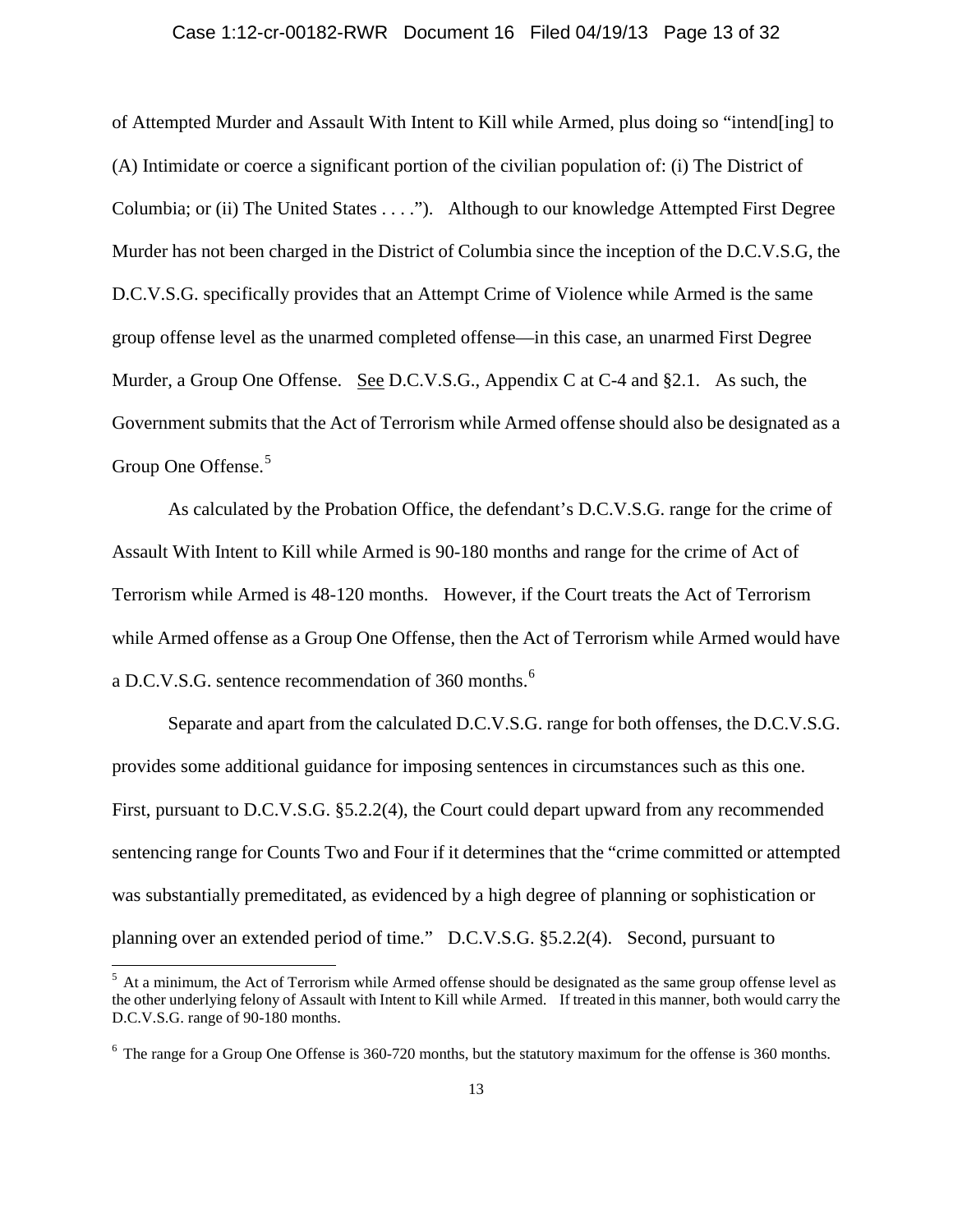of Attempted Murder and Assault With Intent to Kill while Armed, plus doing so "intend[ing] to (A) Intimidate or coerce a significant portion of the civilian population of: (i) The District of Columbia; or (ii) The United States . . . ."). Although to our knowledge Attempted First Degree Murder has not been charged in the District of Columbia since the inception of the D.C.V.S.G, the D.C.V.S.G. specifically provides that an Attempt Crime of Violence while Armed is the same group offense level as the unarmed completed offense—in this case, an unarmed First Degree Murder, a Group One Offense. See D.C.V.S.G., Appendix C at C-4 and §2.1. As such, the Government submits that the Act of Terrorism while Armed offense should also be designated as a Group One Offense.[5]

As calculated by the Probation Office, the defendant's D.C.V.S.G. range for the crime of Assault With Intent to Kill while Armed is 90-180 months and range for the crime of Act of Terrorism while Armed is 48-120 months. However, if the Court treats the Act of Terrorism while Armed offense as a Group One Offense, then the Act of Terrorism while Armed would have a D.C.V.S.G. sentence recommendation of 360 months.[6]

Separate and apart from the calculated D.C.V.S.G. range for both offenses, the D.C.V.S.G. provides some additional guidance for imposing sentences in circumstances such as this one. First, pursuant to D.C.V.S.G. §5.2.2(4), the Court could depart upward from any recommended sentencing range for Counts Two and Four if it determines that the "crime committed or attempted was substantially premeditated, as evidenced by a high degree of planning or sophistication or planning over an extended period of time." D.C.V.S.G. §5.2.2(4). Second, pursuant to

---

[5] At a minimum, the Act of Terrorism while Armed offense should be designated as the same group offense level as the other underlying felony of Assault with Intent to Kill while Armed. If treated in this manner, both would carry the D.C.V.S.G. range of 90-180 months.

[6] The range for a Group One Offense is 360-720 months, but the statutory maximum for the offense is 360 months.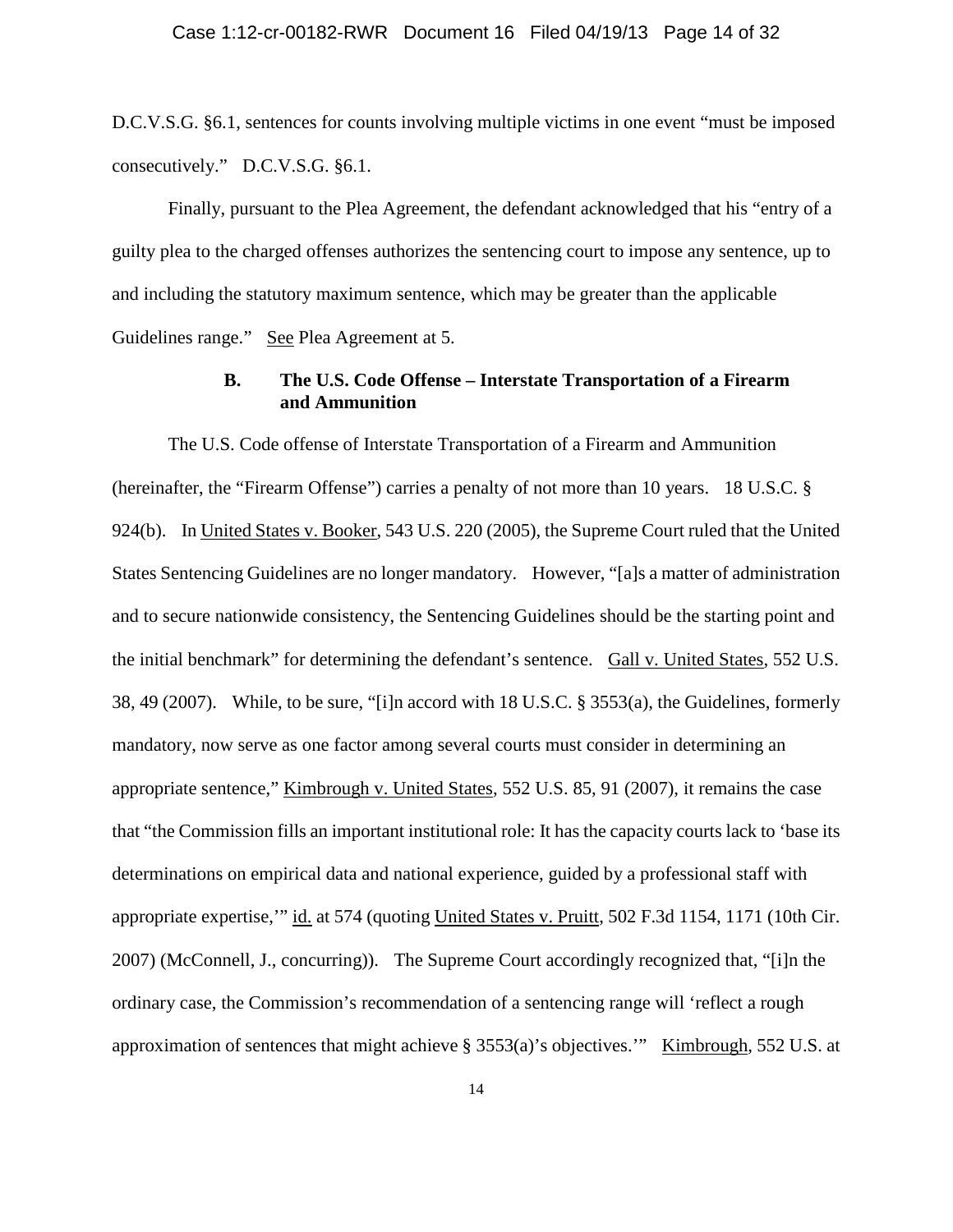D.C.V.S.G. §6.1, sentences for counts involving multiple victims in one event "must be imposed consecutively." D.C.V.S.G. §6.1.

Finally, pursuant to the Plea Agreement, the defendant acknowledged that his "entry of a guilty plea to the charged offenses authorizes the sentencing court to impose any sentence, up to and including the statutory maximum sentence, which may be greater than the applicable Guidelines range." See Plea Agreement at 5.

### B. The U.S. Code Offense – Interstate Transportation of a Firearm and Ammunition

The U.S. Code offense of Interstate Transportation of a Firearm and Ammunition (hereinafter, the "Firearm Offense") carries a penalty of not more than 10 years. 18 U.S.C. § 924(b). In United States v. Booker, 543 U.S. 220 (2005), the Supreme Court ruled that the United States Sentencing Guidelines are no longer mandatory. However, "[a]s a matter of administration and to secure nationwide consistency, the Sentencing Guidelines should be the starting point and the initial benchmark" for determining the defendant's sentence. Gall v. United States, 552 U.S. 38, 49 (2007). While, to be sure, "[i]n accord with 18 U.S.C. § 3553(a), the Guidelines, formerly mandatory, now serve as one factor among several courts must consider in determining an appropriate sentence," Kimbrough v. United States, 552 U.S. 85, 91 (2007), it remains the case that "the Commission fills an important institutional role: It has the capacity courts lack to 'base its determinations on empirical data and national experience, guided by a professional staff with appropriate expertise,'" id. at 574 (quoting United States v. Pruitt, 502 F.3d 1154, 1171 (10th Cir. 2007) (McConnell, J., concurring)). The Supreme Court accordingly recognized that, "[i]n the ordinary case, the Commission's recommendation of a sentencing range will 'reflect a rough approximation of sentences that might achieve § 3553(a)'s objectives.'" Kimbrough, 552 U.S. at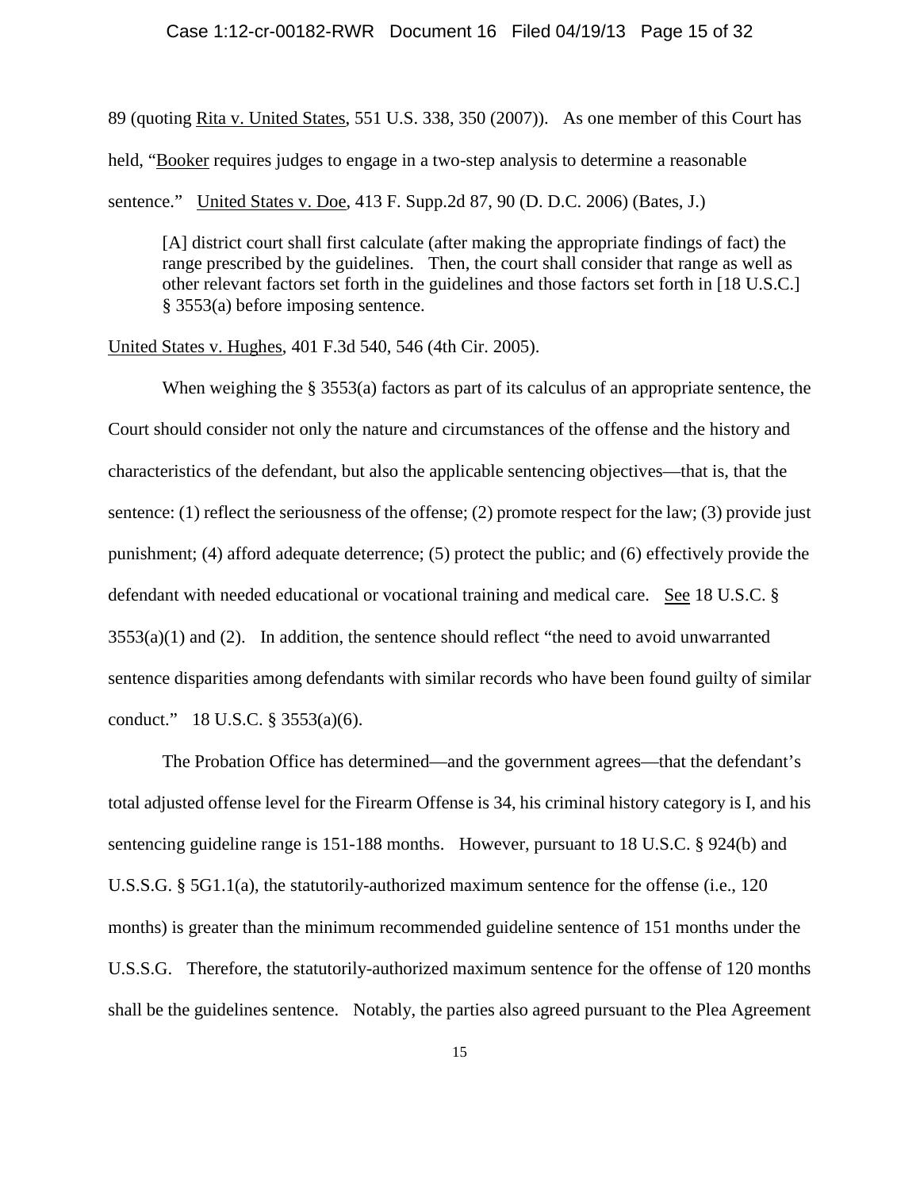89 (quoting Rita v. United States, 551 U.S. 338, 350 (2007)). As one member of this Court has held, "Booker requires judges to engage in a two-step analysis to determine a reasonable sentence." United States v. Doe, 413 F. Supp.2d 87, 90 (D. D.C. 2006) (Bates, J.)

> [A] district court shall first calculate (after making the appropriate findings of fact) the range prescribed by the guidelines. Then, the court shall consider that range as well as other relevant factors set forth in the guidelines and those factors set forth in [18 U.S.C.] § 3553(a) before imposing sentence.

United States v. Hughes, 401 F.3d 540, 546 (4th Cir. 2005).

When weighing the § 3553(a) factors as part of its calculus of an appropriate sentence, the Court should consider not only the nature and circumstances of the offense and the history and characteristics of the defendant, but also the applicable sentencing objectives—that is, that the sentence: (1) reflect the seriousness of the offense; (2) promote respect for the law; (3) provide just punishment; (4) afford adequate deterrence; (5) protect the public; and (6) effectively provide the defendant with needed educational or vocational training and medical care. See 18 U.S.C. § 3553(a)(1) and (2). In addition, the sentence should reflect "the need to avoid unwarranted sentence disparities among defendants with similar records who have been found guilty of similar conduct." 18 U.S.C. § 3553(a)(6).

The Probation Office has determined—and the government agrees—that the defendant's total adjusted offense level for the Firearm Offense is 34, his criminal history category is I, and his sentencing guideline range is 151-188 months. However, pursuant to 18 U.S.C. § 924(b) and U.S.S.G. § 5G1.1(a), the statutorily-authorized maximum sentence for the offense (i.e., 120 months) is greater than the minimum recommended guideline sentence of 151 months under the U.S.S.G. Therefore, the statutorily-authorized maximum sentence for the offense of 120 months shall be the guidelines sentence. Notably, the parties also agreed pursuant to the Plea Agreement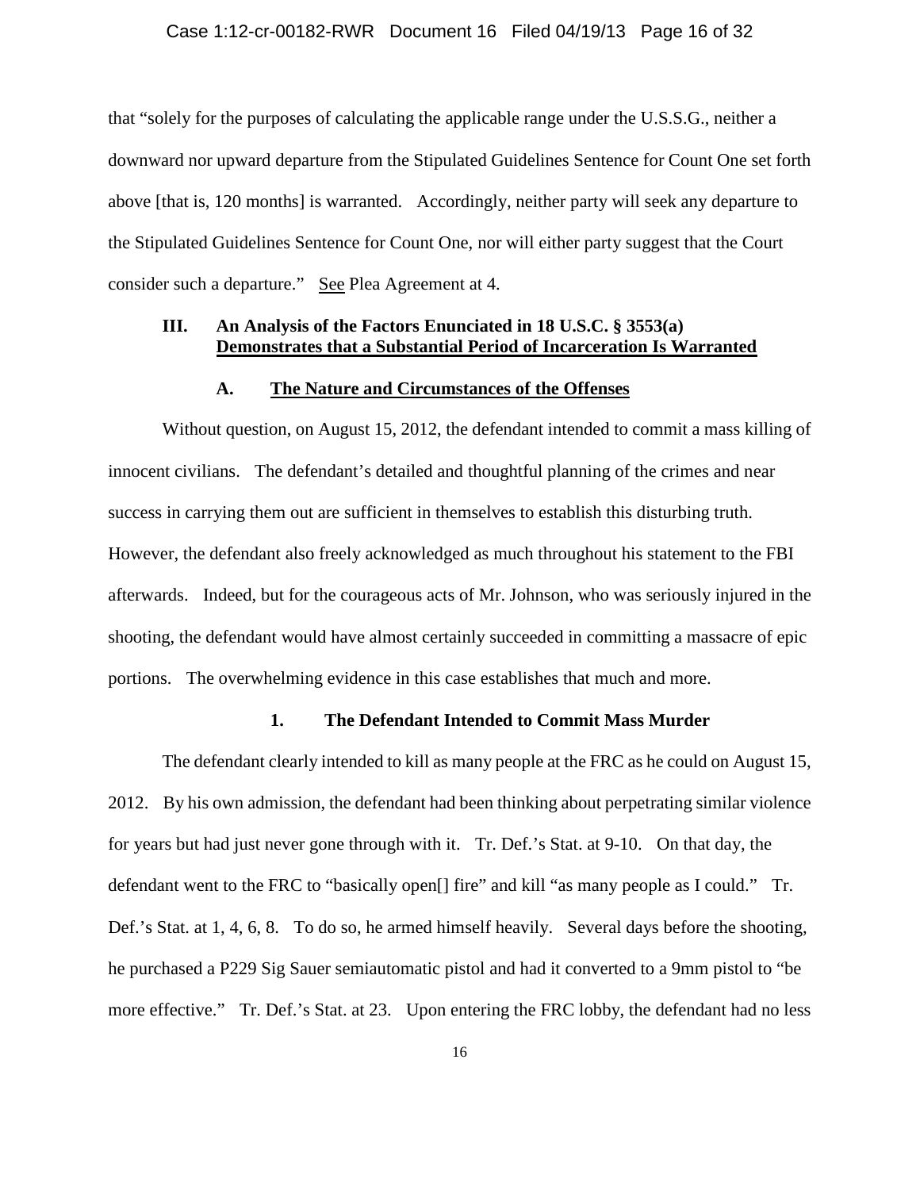that "solely for the purposes of calculating the applicable range under the U.S.S.G., neither a downward nor upward departure from the Stipulated Guidelines Sentence for Count One set forth above [that is, 120 months] is warranted. Accordingly, neither party will seek any departure to the Stipulated Guidelines Sentence for Count One, nor will either party suggest that the Court consider such a departure." See Plea Agreement at 4.

## III. An Analysis of the Factors Enunciated in 18 U.S.C. § 3553(a) Demonstrates that a Substantial Period of Incarceration Is Warranted

### A. The Nature and Circumstances of the Offenses

Without question, on August 15, 2012, the defendant intended to commit a mass killing of innocent civilians. The defendant's detailed and thoughtful planning of the crimes and near success in carrying them out are sufficient in themselves to establish this disturbing truth. However, the defendant also freely acknowledged as much throughout his statement to the FBI afterwards. Indeed, but for the courageous acts of Mr. Johnson, who was seriously injured in the shooting, the defendant would have almost certainly succeeded in committing a massacre of epic portions. The overwhelming evidence in this case establishes that much and more.

#### 1. The Defendant Intended to Commit Mass Murder

The defendant clearly intended to kill as many people at the FRC as he could on August 15, 2012. By his own admission, the defendant had been thinking about perpetrating similar violence for years but had just never gone through with it. Tr. Def.'s Stat. at 9-10. On that day, the defendant went to the FRC to "basically open[] fire" and kill "as many people as I could." Tr. Def.'s Stat. at 1, 4, 6, 8. To do so, he armed himself heavily. Several days before the shooting, he purchased a P229 Sig Sauer semiautomatic pistol and had it converted to a 9mm pistol to "be more effective." Tr. Def.'s Stat. at 23. Upon entering the FRC lobby, the defendant had no less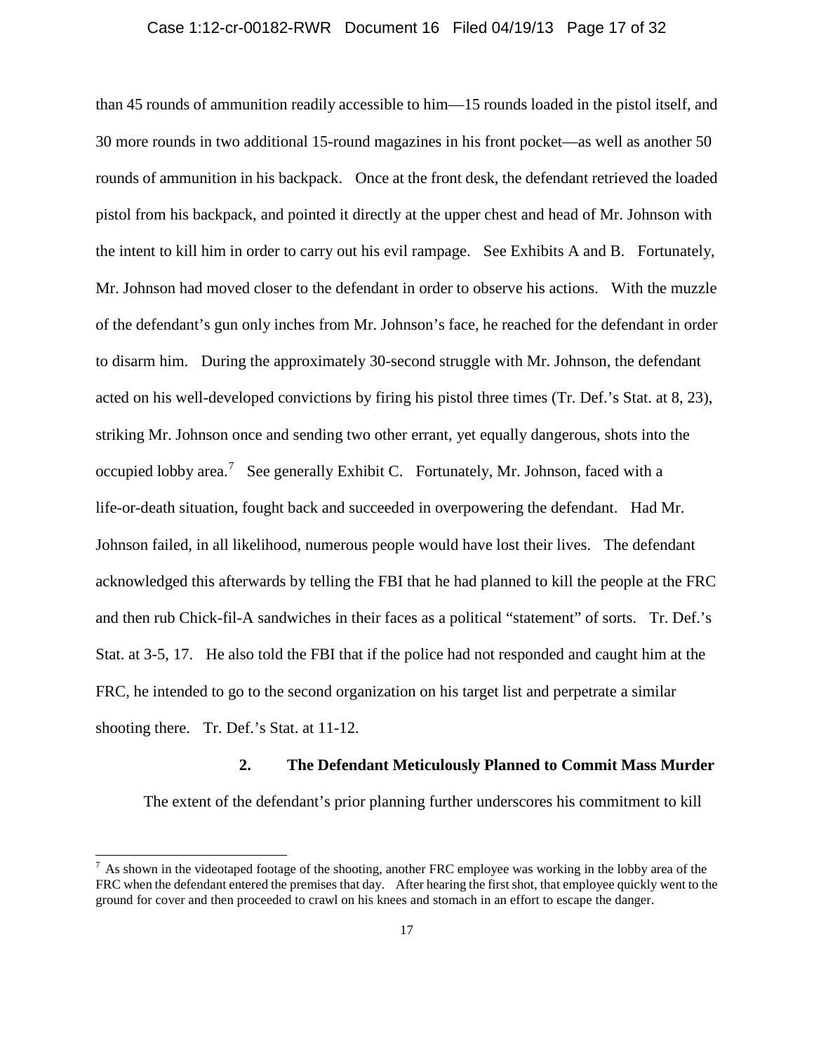than 45 rounds of ammunition readily accessible to him—15 rounds loaded in the pistol itself, and 30 more rounds in two additional 15-round magazines in his front pocket—as well as another 50 rounds of ammunition in his backpack. Once at the front desk, the defendant retrieved the loaded pistol from his backpack, and pointed it directly at the upper chest and head of Mr. Johnson with the intent to kill him in order to carry out his evil rampage. See Exhibits A and B. Fortunately, Mr. Johnson had moved closer to the defendant in order to observe his actions. With the muzzle of the defendant's gun only inches from Mr. Johnson's face, he reached for the defendant in order to disarm him. During the approximately 30-second struggle with Mr. Johnson, the defendant acted on his well-developed convictions by firing his pistol three times (Tr. Def.'s Stat. at 8, 23), striking Mr. Johnson once and sending two other errant, yet equally dangerous, shots into the occupied lobby area.[7] See generally Exhibit C. Fortunately, Mr. Johnson, faced with a life-or-death situation, fought back and succeeded in overpowering the defendant. Had Mr. Johnson failed, in all likelihood, numerous people would have lost their lives. The defendant acknowledged this afterwards by telling the FBI that he had planned to kill the people at the FRC and then rub Chick-fil-A sandwiches in their faces as a political "statement" of sorts. Tr. Def.'s Stat. at 3-5, 17. He also told the FBI that if the police had not responded and caught him at the FRC, he intended to go to the second organization on his target list and perpetrate a similar shooting there. Tr. Def.'s Stat. at 11-12.

### 2. The Defendant Meticulously Planned to Commit Mass Murder

The extent of the defendant's prior planning further underscores his commitment to kill

[7] As shown in the videotaped footage of the shooting, another FRC employee was working in the lobby area of the FRC when the defendant entered the premises that day. After hearing the first shot, that employee quickly went to the ground for cover and then proceeded to crawl on his knees and stomach in an effort to escape the danger.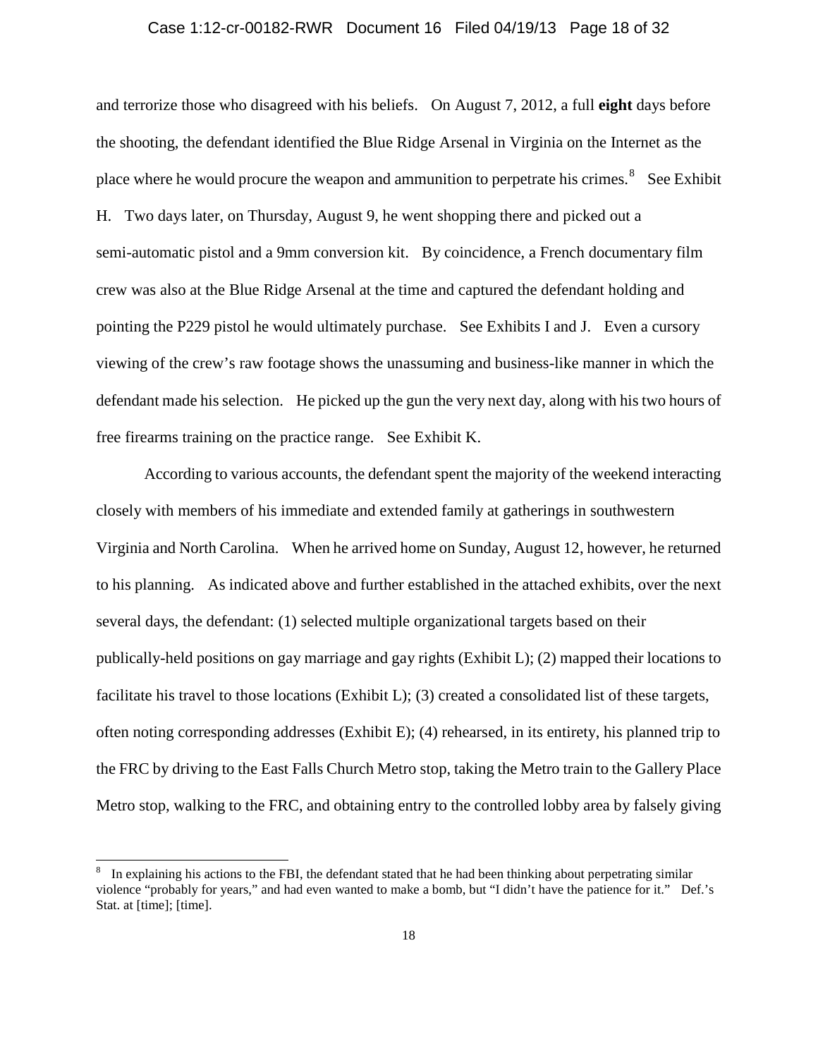and terrorize those who disagreed with his beliefs. On August 7, 2012, a full **eight** days before the shooting, the defendant identified the Blue Ridge Arsenal in Virginia on the Internet as the place where he would procure the weapon and ammunition to perpetrate his crimes.[8] See Exhibit H. Two days later, on Thursday, August 9, he went shopping there and picked out a semi-automatic pistol and a 9mm conversion kit. By coincidence, a French documentary film crew was also at the Blue Ridge Arsenal at the time and captured the defendant holding and pointing the P229 pistol he would ultimately purchase. See Exhibits I and J. Even a cursory viewing of the crew's raw footage shows the unassuming and business-like manner in which the defendant made his selection. He picked up the gun the very next day, along with his two hours of free firearms training on the practice range. See Exhibit K.

According to various accounts, the defendant spent the majority of the weekend interacting closely with members of his immediate and extended family at gatherings in southwestern Virginia and North Carolina. When he arrived home on Sunday, August 12, however, he returned to his planning. As indicated above and further established in the attached exhibits, over the next several days, the defendant: (1) selected multiple organizational targets based on their publically-held positions on gay marriage and gay rights (Exhibit L); (2) mapped their locations to facilitate his travel to those locations (Exhibit L); (3) created a consolidated list of these targets, often noting corresponding addresses (Exhibit E); (4) rehearsed, in its entirety, his planned trip to the FRC by driving to the East Falls Church Metro stop, taking the Metro train to the Gallery Place Metro stop, walking to the FRC, and obtaining entry to the controlled lobby area by falsely giving

---

[8] In explaining his actions to the FBI, the defendant stated that he had been thinking about perpetrating similar violence "probably for years," and had even wanted to make a bomb, but "I didn't have the patience for it." Def.'s Stat. at [time]; [time].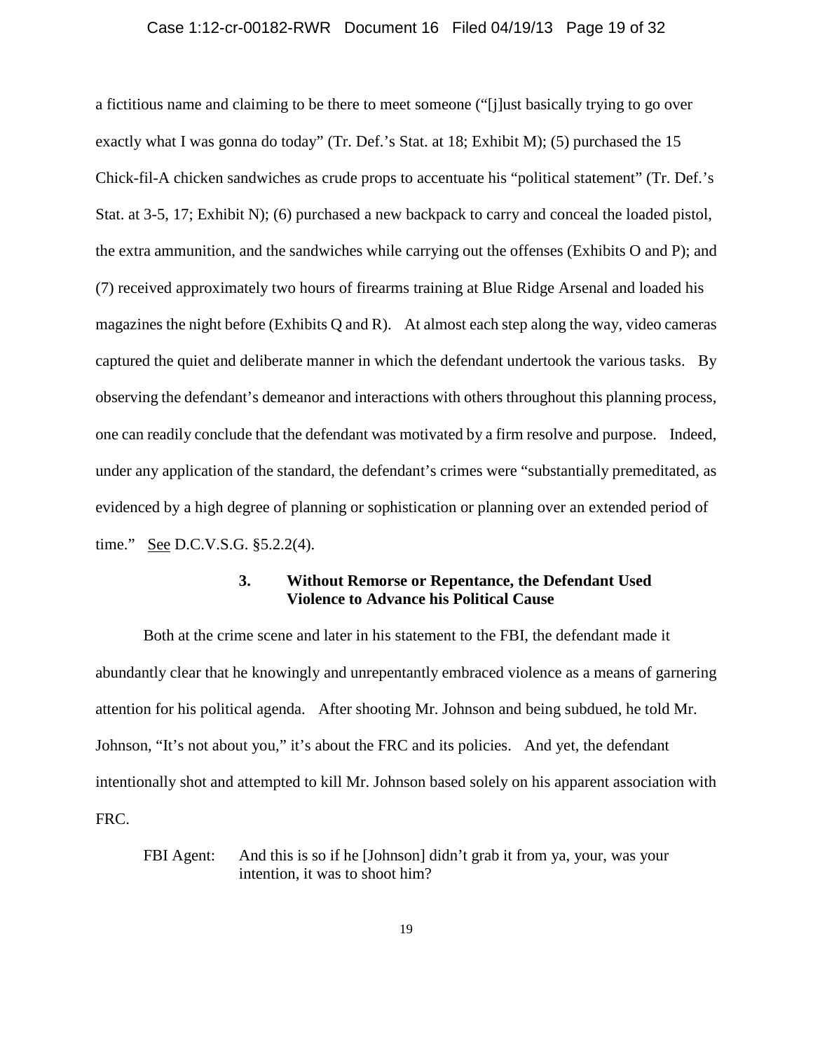a fictitious name and claiming to be there to meet someone ("[j]ust basically trying to go over exactly what I was gonna do today" (Tr. Def.'s Stat. at 18; Exhibit M); (5) purchased the 15 Chick-fil-A chicken sandwiches as crude props to accentuate his "political statement" (Tr. Def.'s Stat. at 3-5, 17; Exhibit N); (6) purchased a new backpack to carry and conceal the loaded pistol, the extra ammunition, and the sandwiches while carrying out the offenses (Exhibits O and P); and (7) received approximately two hours of firearms training at Blue Ridge Arsenal and loaded his magazines the night before (Exhibits Q and R). At almost each step along the way, video cameras captured the quiet and deliberate manner in which the defendant undertook the various tasks. By observing the defendant's demeanor and interactions with others throughout this planning process, one can readily conclude that the defendant was motivated by a firm resolve and purpose. Indeed, under any application of the standard, the defendant's crimes were "substantially premeditated, as evidenced by a high degree of planning or sophistication or planning over an extended period of time." See D.C.V.S.G. §5.2.2(4).

### 3. Without Remorse or Repentance, the Defendant Used Violence to Advance his Political Cause

Both at the crime scene and later in his statement to the FBI, the defendant made it abundantly clear that he knowingly and unrepentantly embraced violence as a means of garnering attention for his political agenda. After shooting Mr. Johnson and being subdued, he told Mr. Johnson, "It's not about you," it's about the FRC and its policies. And yet, the defendant intentionally shot and attempted to kill Mr. Johnson based solely on his apparent association with FRC.

> FBI Agent: And this is so if he [Johnson] didn't grab it from ya, your, was your intention, it was to shoot him?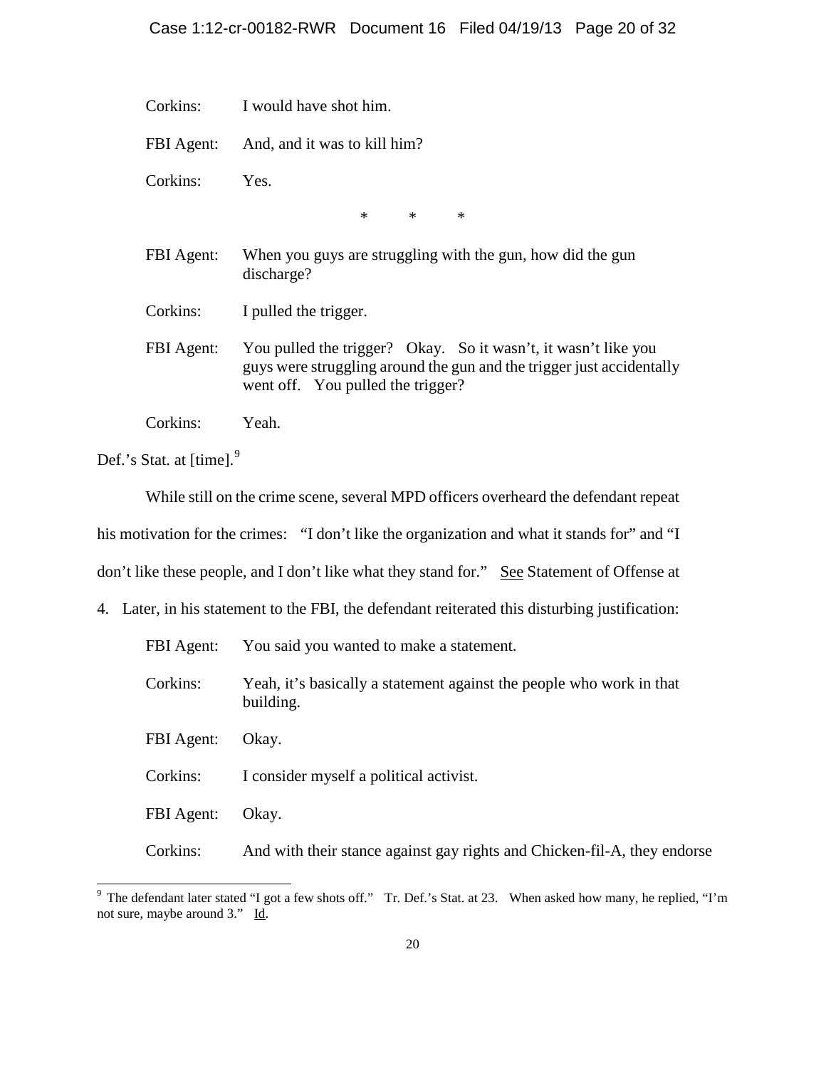Corkins: I would have shot him.

FBI Agent: And, and it was to kill him?

Corkins: Yes.

\* \* \*

FBI Agent: When you guys are struggling with the gun, how did the gun discharge?

Corkins: I pulled the trigger.

FBI Agent: You pulled the trigger? Okay. So it wasn't, it wasn't like you guys were struggling around the gun and the trigger just accidentally went off. You pulled the trigger?

Corkins: Yeah.

Def.'s Stat. at [time].[9]

While still on the crime scene, several MPD officers overheard the defendant repeat his motivation for the crimes: "I don't like the organization and what it stands for" and "I don't like these people, and I don't like what they stand for." See Statement of Offense at 4. Later, in his statement to the FBI, the defendant reiterated this disturbing justification:

FBI Agent: You said you wanted to make a statement.

Corkins: Yeah, it's basically a statement against the people who work in that building.

FBI Agent: Okay.

Corkins: I consider myself a political activist.

FBI Agent: Okay.

Corkins: And with their stance against gay rights and Chicken-fil-A, they endorse

---

[9] The defendant later stated "I got a few shots off." Tr. Def.'s Stat. at 23. When asked how many, he replied, "I'm not sure, maybe around 3." Id.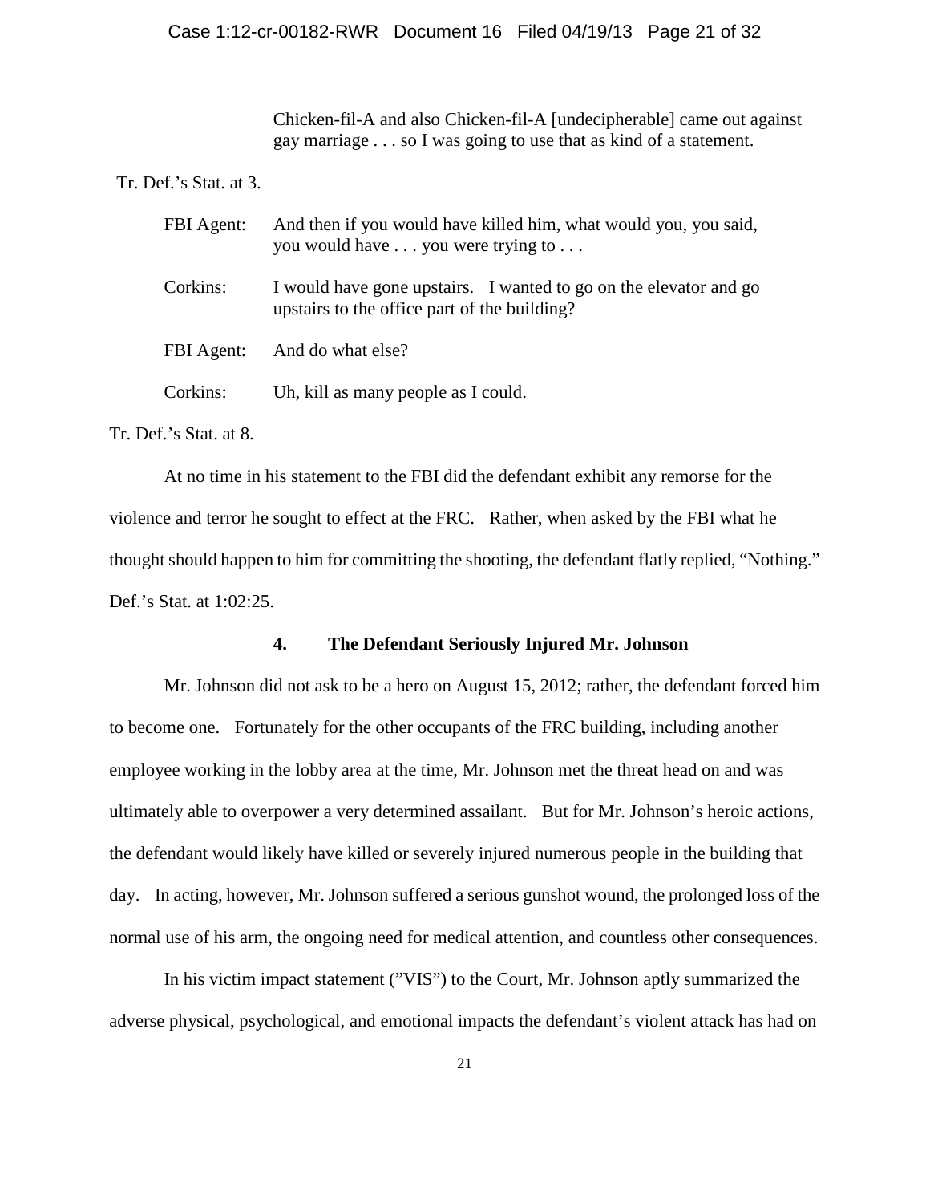> Chicken-fil-A and also Chicken-fil-A [undecipherable] came out against gay marriage . . . so I was going to use that as kind of a statement.

Tr. Def.'s Stat. at 3.

> FBI Agent: And then if you would have killed him, what would you, you said, you would have . . . you were trying to . . .
>
> Corkins: I would have gone upstairs. I wanted to go on the elevator and go upstairs to the office part of the building?
>
> FBI Agent: And do what else?
>
> Corkins: Uh, kill as many people as I could.

Tr. Def.'s Stat. at 8.

At no time in his statement to the FBI did the defendant exhibit any remorse for the violence and terror he sought to effect at the FRC. Rather, when asked by the FBI what he thought should happen to him for committing the shooting, the defendant flatly replied, "Nothing." Def.'s Stat. at 1:02:25.

#### 4. The Defendant Seriously Injured Mr. Johnson

Mr. Johnson did not ask to be a hero on August 15, 2012; rather, the defendant forced him to become one. Fortunately for the other occupants of the FRC building, including another employee working in the lobby area at the time, Mr. Johnson met the threat head on and was ultimately able to overpower a very determined assailant. But for Mr. Johnson's heroic actions, the defendant would likely have killed or severely injured numerous people in the building that day. In acting, however, Mr. Johnson suffered a serious gunshot wound, the prolonged loss of the normal use of his arm, the ongoing need for medical attention, and countless other consequences.

In his victim impact statement ("VIS") to the Court, Mr. Johnson aptly summarized the adverse physical, psychological, and emotional impacts the defendant's violent attack has had on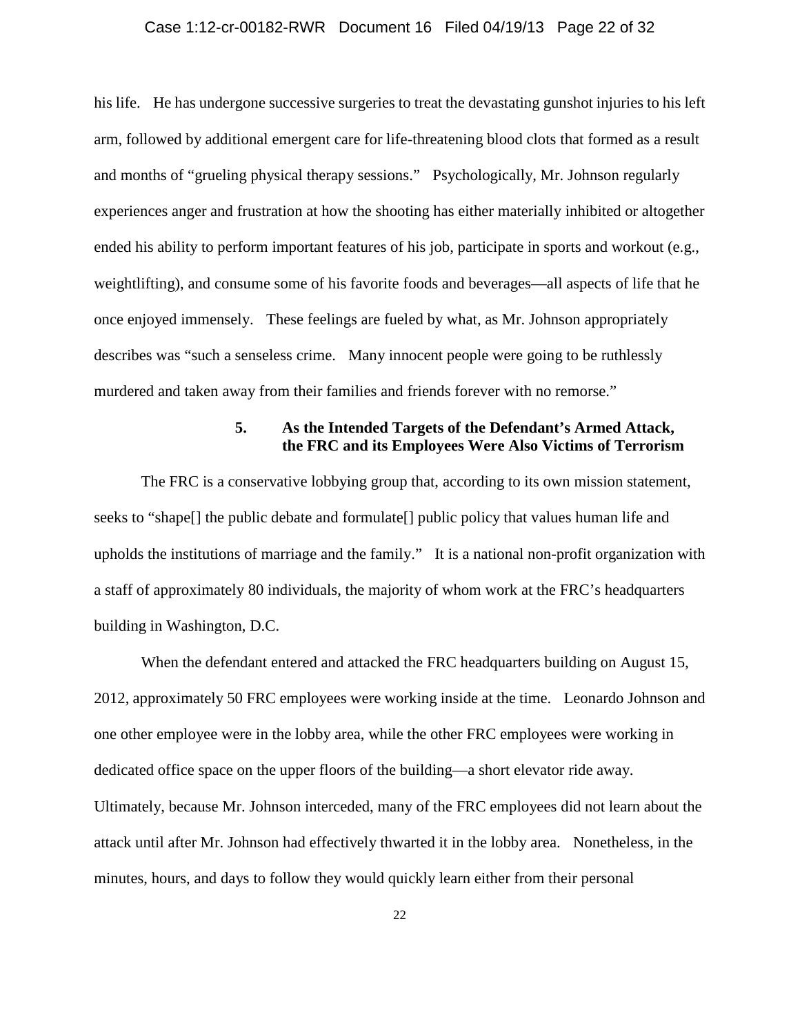his life. He has undergone successive surgeries to treat the devastating gunshot injuries to his left arm, followed by additional emergent care for life-threatening blood clots that formed as a result and months of "grueling physical therapy sessions." Psychologically, Mr. Johnson regularly experiences anger and frustration at how the shooting has either materially inhibited or altogether ended his ability to perform important features of his job, participate in sports and workout (e.g., weightlifting), and consume some of his favorite foods and beverages—all aspects of life that he once enjoyed immensely. These feelings are fueled by what, as Mr. Johnson appropriately describes was "such a senseless crime. Many innocent people were going to be ruthlessly murdered and taken away from their families and friends forever with no remorse."

#### 5. As the Intended Targets of the Defendant's Armed Attack, the FRC and its Employees Were Also Victims of Terrorism

The FRC is a conservative lobbying group that, according to its own mission statement, seeks to "shape[] the public debate and formulate[] public policy that values human life and upholds the institutions of marriage and the family." It is a national non-profit organization with a staff of approximately 80 individuals, the majority of whom work at the FRC's headquarters building in Washington, D.C.

When the defendant entered and attacked the FRC headquarters building on August 15, 2012, approximately 50 FRC employees were working inside at the time. Leonardo Johnson and one other employee were in the lobby area, while the other FRC employees were working in dedicated office space on the upper floors of the building—a short elevator ride away. Ultimately, because Mr. Johnson interceded, many of the FRC employees did not learn about the attack until after Mr. Johnson had effectively thwarted it in the lobby area. Nonetheless, in the minutes, hours, and days to follow they would quickly learn either from their personal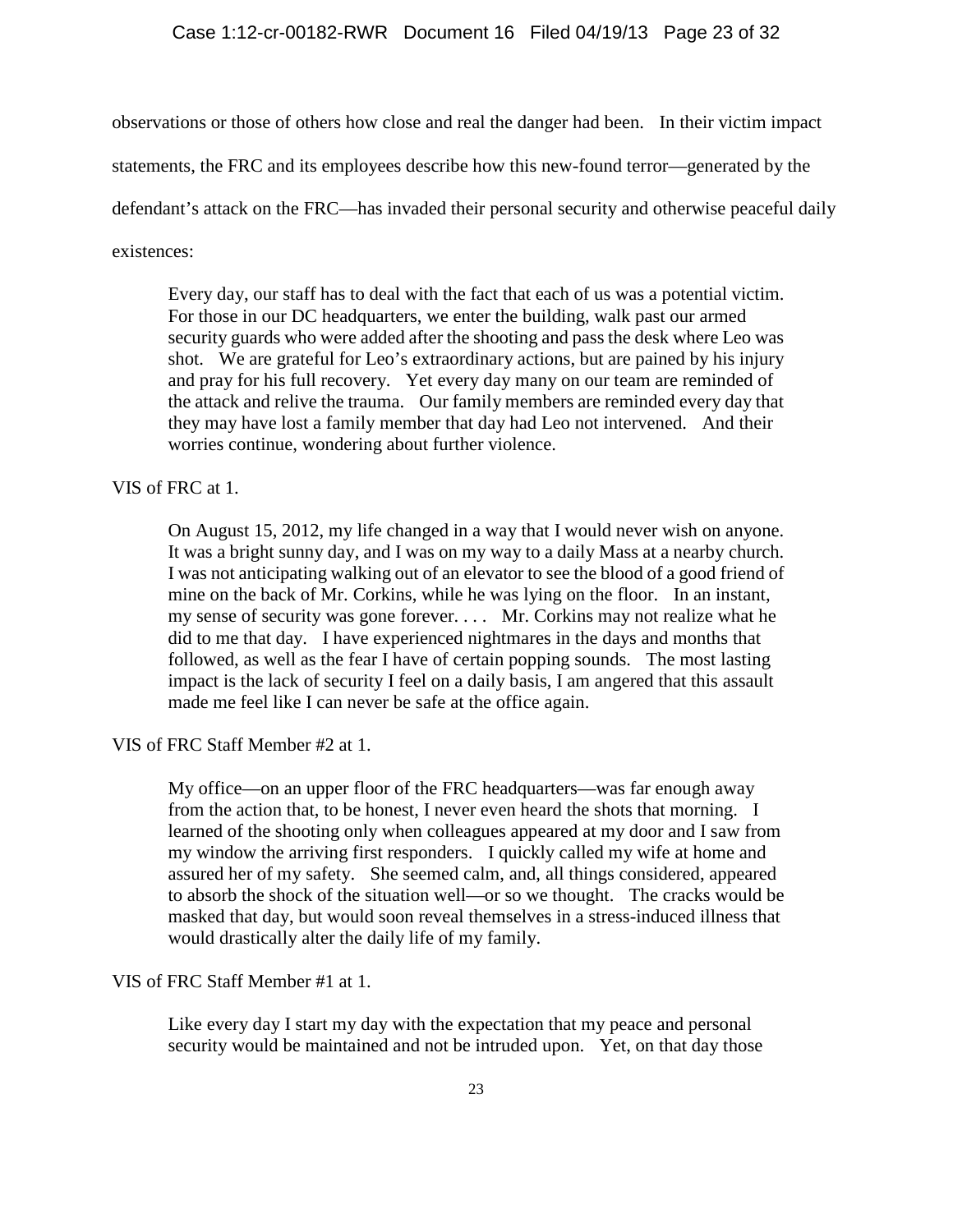observations or those of others how close and real the danger had been. In their victim impact statements, the FRC and its employees describe how this new-found terror—generated by the defendant's attack on the FRC—has invaded their personal security and otherwise peaceful daily existences:

> Every day, our staff has to deal with the fact that each of us was a potential victim. For those in our DC headquarters, we enter the building, walk past our armed security guards who were added after the shooting and pass the desk where Leo was shot. We are grateful for Leo's extraordinary actions, but are pained by his injury and pray for his full recovery. Yet every day many on our team are reminded of the attack and relive the trauma. Our family members are reminded every day that they may have lost a family member that day had Leo not intervened. And their worries continue, wondering about further violence.

VIS of FRC at 1.

> On August 15, 2012, my life changed in a way that I would never wish on anyone. It was a bright sunny day, and I was on my way to a daily Mass at a nearby church. I was not anticipating walking out of an elevator to see the blood of a good friend of mine on the back of Mr. Corkins, while he was lying on the floor. In an instant, my sense of security was gone forever. . . . Mr. Corkins may not realize what he did to me that day. I have experienced nightmares in the days and months that followed, as well as the fear I have of certain popping sounds. The most lasting impact is the lack of security I feel on a daily basis, I am angered that this assault made me feel like I can never be safe at the office again.

VIS of FRC Staff Member #2 at 1.

> My office—on an upper floor of the FRC headquarters—was far enough away from the action that, to be honest, I never even heard the shots that morning. I learned of the shooting only when colleagues appeared at my door and I saw from my window the arriving first responders. I quickly called my wife at home and assured her of my safety. She seemed calm, and, all things considered, appeared to absorb the shock of the situation well—or so we thought. The cracks would be masked that day, but would soon reveal themselves in a stress-induced illness that would drastically alter the daily life of my family.

VIS of FRC Staff Member #1 at 1.

> Like every day I start my day with the expectation that my peace and personal security would be maintained and not be intruded upon. Yet, on that day those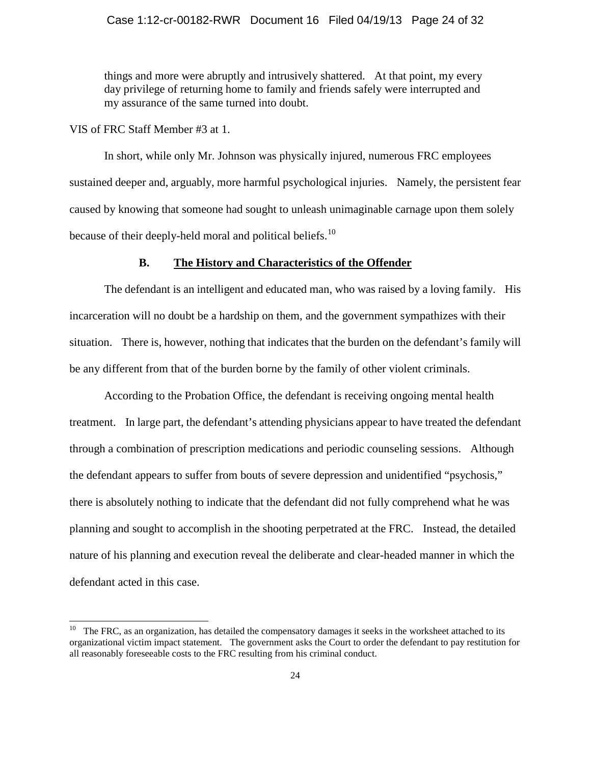> things and more were abruptly and intrusively shattered. At that point, my every day privilege of returning home to family and friends safely were interrupted and my assurance of the same turned into doubt.

VIS of FRC Staff Member #3 at 1.

In short, while only Mr. Johnson was physically injured, numerous FRC employees sustained deeper and, arguably, more harmful psychological injuries. Namely, the persistent fear caused by knowing that someone had sought to unleash unimaginable carnage upon them solely because of their deeply-held moral and political beliefs.[10]

### B. <u>The History and Characteristics of the Offender</u>

The defendant is an intelligent and educated man, who was raised by a loving family. His incarceration will no doubt be a hardship on them, and the government sympathizes with their situation. There is, however, nothing that indicates that the burden on the defendant's family will be any different from that of the burden borne by the family of other violent criminals.

According to the Probation Office, the defendant is receiving ongoing mental health treatment. In large part, the defendant's attending physicians appear to have treated the defendant through a combination of prescription medications and periodic counseling sessions. Although the defendant appears to suffer from bouts of severe depression and unidentified "psychosis," there is absolutely nothing to indicate that the defendant did not fully comprehend what he was planning and sought to accomplish in the shooting perpetrated at the FRC. Instead, the detailed nature of his planning and execution reveal the deliberate and clear-headed manner in which the defendant acted in this case.

---

[10] The FRC, as an organization, has detailed the compensatory damages it seeks in the worksheet attached to its organizational victim impact statement. The government asks the Court to order the defendant to pay restitution for all reasonably foreseeable costs to the FRC resulting from his criminal conduct.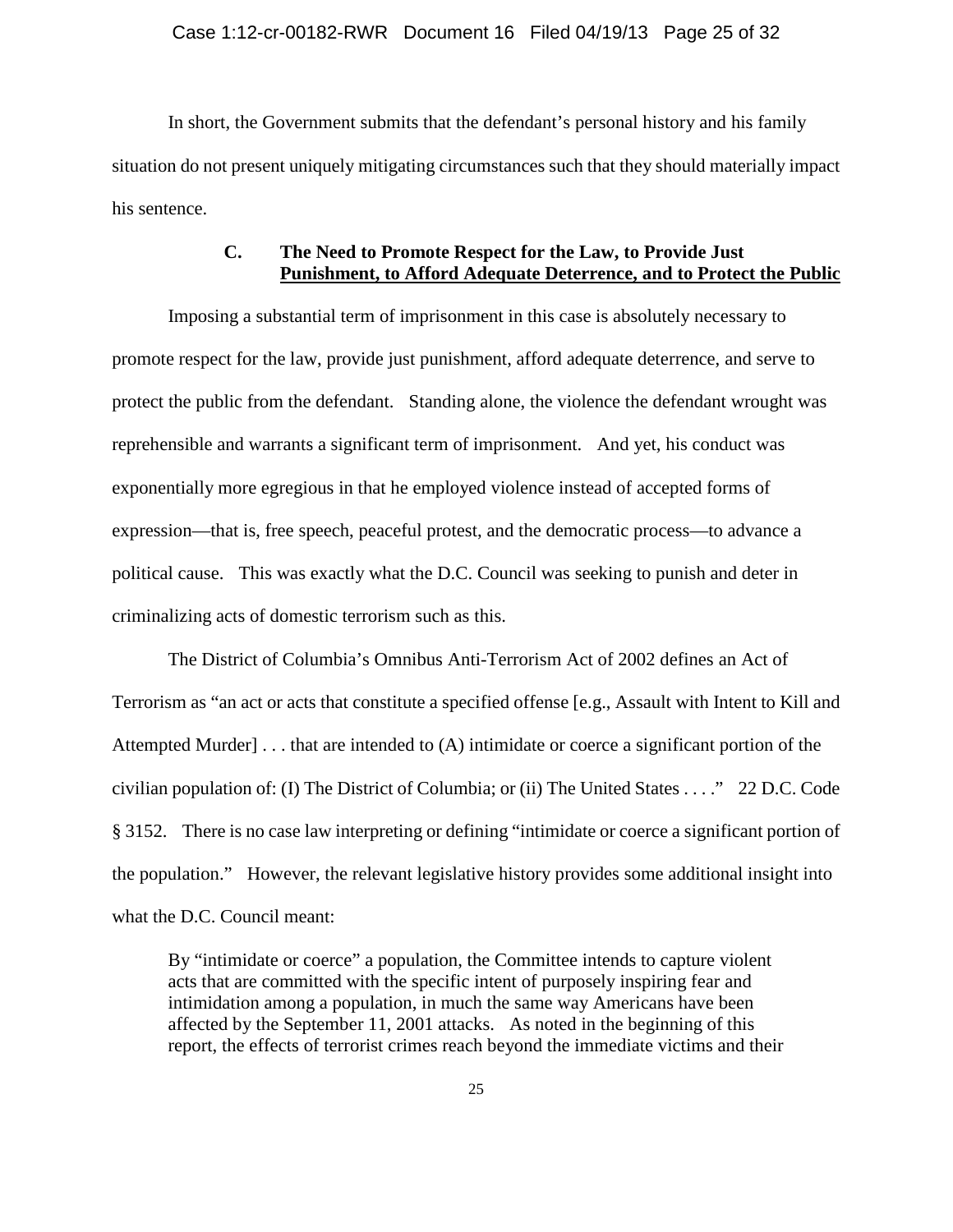In short, the Government submits that the defendant's personal history and his family situation do not present uniquely mitigating circumstances such that they should materially impact his sentence.

### C. The Need to Promote Respect for the Law, to Provide Just Punishment, to Afford Adequate Deterrence, and to Protect the Public

Imposing a substantial term of imprisonment in this case is absolutely necessary to promote respect for the law, provide just punishment, afford adequate deterrence, and serve to protect the public from the defendant. Standing alone, the violence the defendant wrought was reprehensible and warrants a significant term of imprisonment. And yet, his conduct was exponentially more egregious in that he employed violence instead of accepted forms of expression—that is, free speech, peaceful protest, and the democratic process—to advance a political cause. This was exactly what the D.C. Council was seeking to punish and deter in criminalizing acts of domestic terrorism such as this.

The District of Columbia's Omnibus Anti-Terrorism Act of 2002 defines an Act of Terrorism as "an act or acts that constitute a specified offense [e.g., Assault with Intent to Kill and Attempted Murder] . . . that are intended to (A) intimidate or coerce a significant portion of the civilian population of: (I) The District of Columbia; or (ii) The United States . . . ." 22 D.C. Code § 3152. There is no case law interpreting or defining "intimidate or coerce a significant portion of the population." However, the relevant legislative history provides some additional insight into what the D.C. Council meant:

> By "intimidate or coerce" a population, the Committee intends to capture violent acts that are committed with the specific intent of purposely inspiring fear and intimidation among a population, in much the same way Americans have been affected by the September 11, 2001 attacks. As noted in the beginning of this report, the effects of terrorist crimes reach beyond the immediate victims and their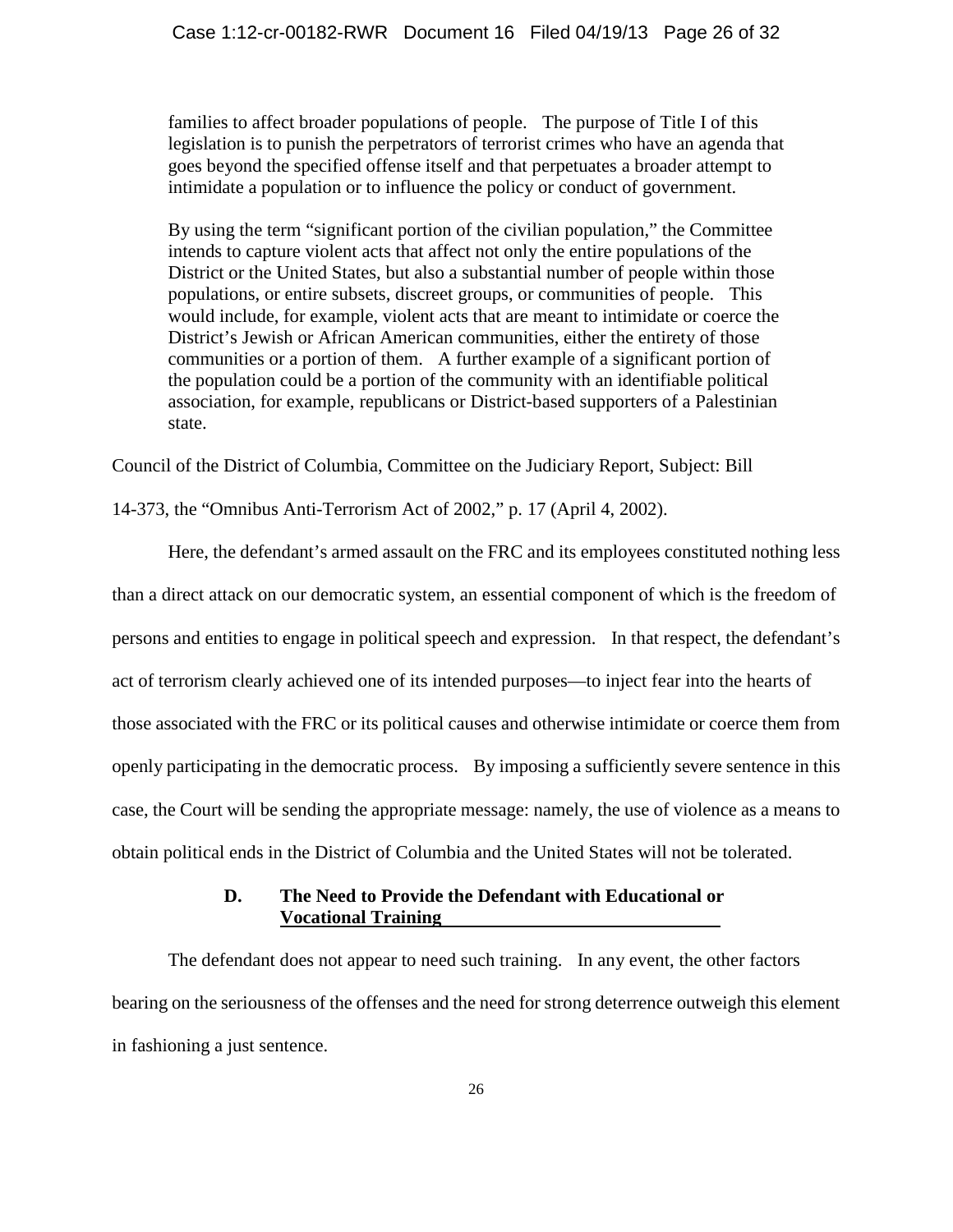> families to affect broader populations of people. The purpose of Title I of this legislation is to punish the perpetrators of terrorist crimes who have an agenda that goes beyond the specified offense itself and that perpetuates a broader attempt to intimidate a population or to influence the policy or conduct of government.
>
> By using the term "significant portion of the civilian population," the Committee intends to capture violent acts that affect not only the entire populations of the District or the United States, but also a substantial number of people within those populations, or entire subsets, discreet groups, or communities of people. This would include, for example, violent acts that are meant to intimidate or coerce the District's Jewish or African American communities, either the entirety of those communities or a portion of them. A further example of a significant portion of the population could be a portion of the community with an identifiable political association, for example, republicans or District-based supporters of a Palestinian state.

Council of the District of Columbia, Committee on the Judiciary Report, Subject: Bill 14-373, the "Omnibus Anti-Terrorism Act of 2002," p. 17 (April 4, 2002).

Here, the defendant's armed assault on the FRC and its employees constituted nothing less than a direct attack on our democratic system, an essential component of which is the freedom of persons and entities to engage in political speech and expression. In that respect, the defendant's act of terrorism clearly achieved one of its intended purposes—to inject fear into the hearts of those associated with the FRC or its political causes and otherwise intimidate or coerce them from openly participating in the democratic process. By imposing a sufficiently severe sentence in this case, the Court will be sending the appropriate message: namely, the use of violence as a means to obtain political ends in the District of Columbia and the United States will not be tolerated.

### D. The Need to Provide the Defendant with Educational or Vocational Training

The defendant does not appear to need such training. In any event, the other factors bearing on the seriousness of the offenses and the need for strong deterrence outweigh this element in fashioning a just sentence.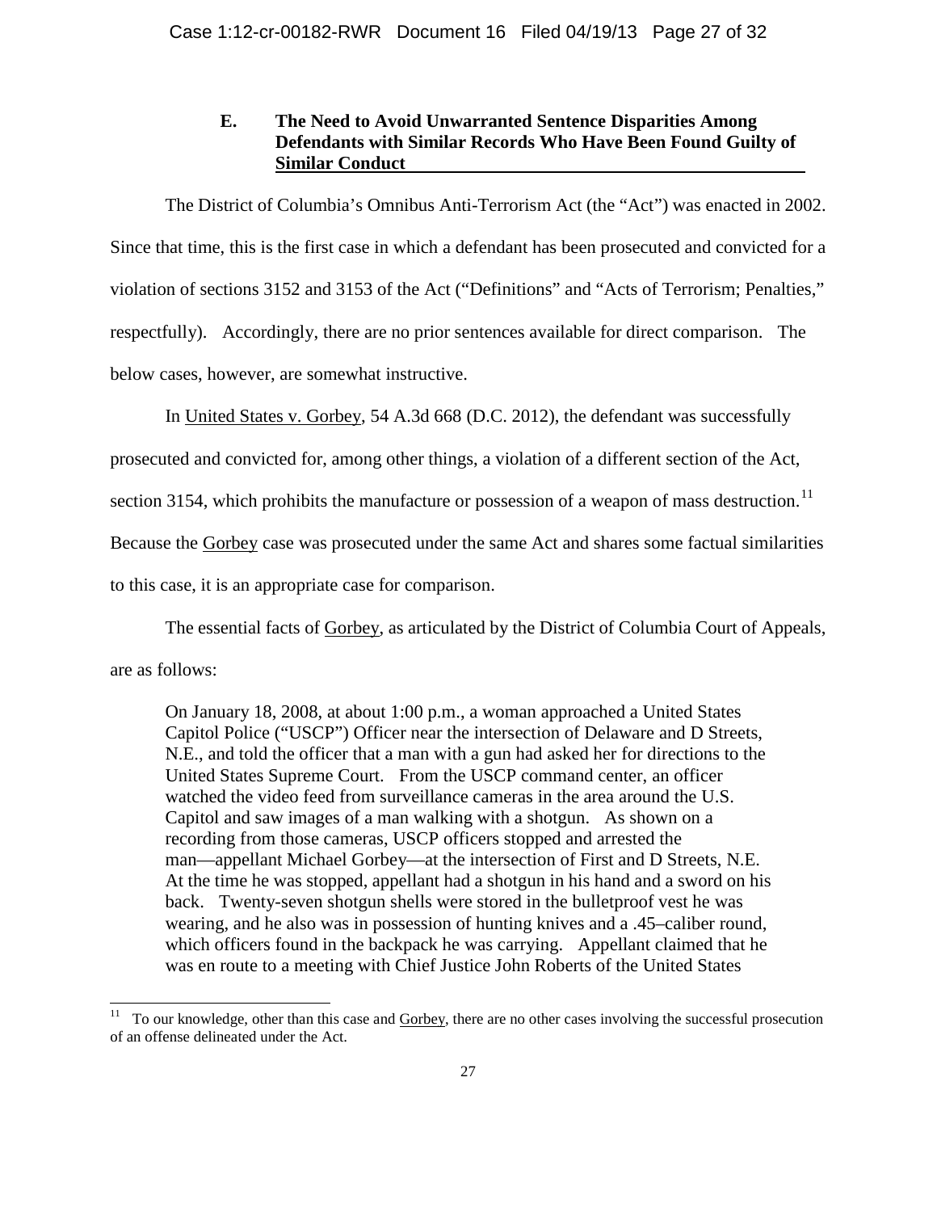### E. The Need to Avoid Unwarranted Sentence Disparities Among Defendants with Similar Records Who Have Been Found Guilty of Similar Conduct

The District of Columbia's Omnibus Anti-Terrorism Act (the "Act") was enacted in 2002. Since that time, this is the first case in which a defendant has been prosecuted and convicted for a violation of sections 3152 and 3153 of the Act ("Definitions" and "Acts of Terrorism; Penalties," respectfully). Accordingly, there are no prior sentences available for direct comparison. The below cases, however, are somewhat instructive.

In United States v. Gorbey, 54 A.3d 668 (D.C. 2012), the defendant was successfully prosecuted and convicted for, among other things, a violation of a different section of the Act, section 3154, which prohibits the manufacture or possession of a weapon of mass destruction.[11] Because the Gorbey case was prosecuted under the same Act and shares some factual similarities to this case, it is an appropriate case for comparison.

The essential facts of Gorbey, as articulated by the District of Columbia Court of Appeals, are as follows:

> On January 18, 2008, at about 1:00 p.m., a woman approached a United States Capitol Police ("USCP") Officer near the intersection of Delaware and D Streets, N.E., and told the officer that a man with a gun had asked her for directions to the United States Supreme Court. From the USCP command center, an officer watched the video feed from surveillance cameras in the area around the U.S. Capitol and saw images of a man walking with a shotgun. As shown on a recording from those cameras, USCP officers stopped and arrested the man—appellant Michael Gorbey—at the intersection of First and D Streets, N.E. At the time he was stopped, appellant had a shotgun in his hand and a sword on his back. Twenty-seven shotgun shells were stored in the bulletproof vest he was wearing, and he also was in possession of hunting knives and a .45–caliber round, which officers found in the backpack he was carrying. Appellant claimed that he was en route to a meeting with Chief Justice John Roberts of the United States

[11] To our knowledge, other than this case and Gorbey, there are no other cases involving the successful prosecution of an offense delineated under the Act.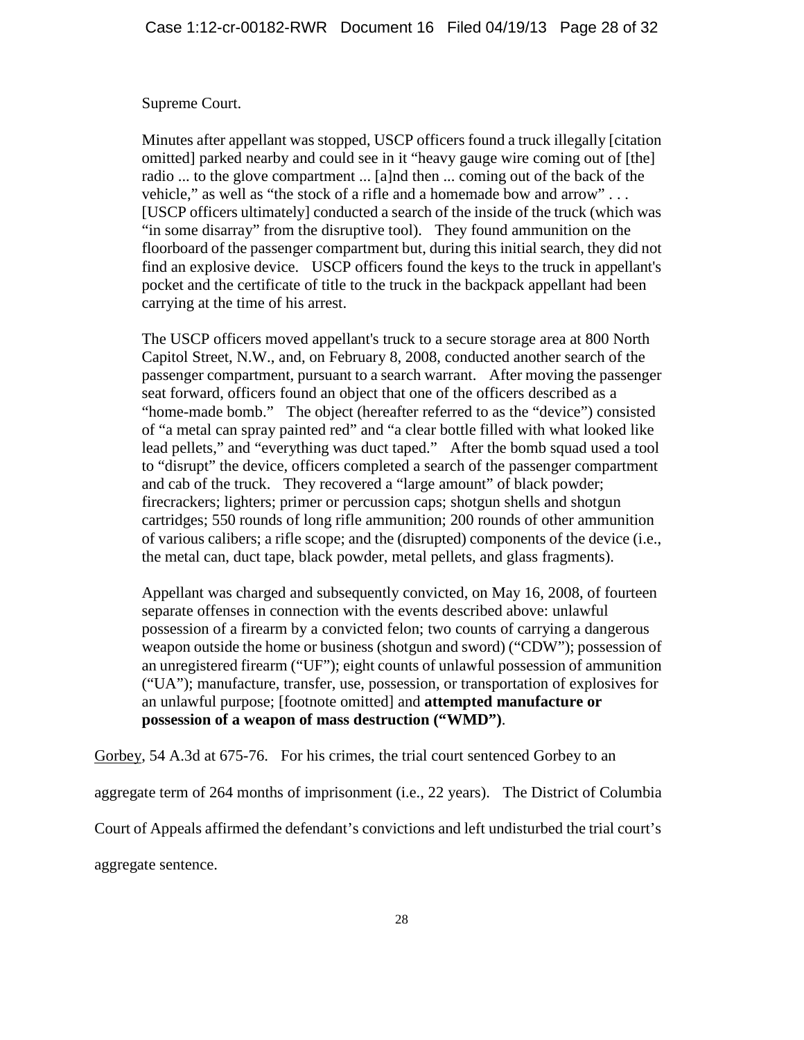> Supreme Court.
>
> Minutes after appellant was stopped, USCP officers found a truck illegally [citation omitted] parked nearby and could see in it "heavy gauge wire coming out of [the] radio ... to the glove compartment ... [a]nd then ... coming out of the back of the vehicle," as well as "the stock of a rifle and a homemade bow and arrow" . . . [USCP officers ultimately] conducted a search of the inside of the truck (which was "in some disarray" from the disruptive tool). They found ammunition on the floorboard of the passenger compartment but, during this initial search, they did not find an explosive device. USCP officers found the keys to the truck in appellant's pocket and the certificate of title to the truck in the backpack appellant had been carrying at the time of his arrest.
>
> The USCP officers moved appellant's truck to a secure storage area at 800 North Capitol Street, N.W., and, on February 8, 2008, conducted another search of the passenger compartment, pursuant to a search warrant. After moving the passenger seat forward, officers found an object that one of the officers described as a "home-made bomb." The object (hereafter referred to as the "device") consisted of "a metal can spray painted red" and "a clear bottle filled with what looked like lead pellets," and "everything was duct taped." After the bomb squad used a tool to "disrupt" the device, officers completed a search of the passenger compartment and cab of the truck. They recovered a "large amount" of black powder; firecrackers; lighters; primer or percussion caps; shotgun shells and shotgun cartridges; 550 rounds of long rifle ammunition; 200 rounds of other ammunition of various calibers; a rifle scope; and the (disrupted) components of the device (i.e., the metal can, duct tape, black powder, metal pellets, and glass fragments).
>
> Appellant was charged and subsequently convicted, on May 16, 2008, of fourteen separate offenses in connection with the events described above: unlawful possession of a firearm by a convicted felon; two counts of carrying a dangerous weapon outside the home or business (shotgun and sword) ("CDW"); possession of an unregistered firearm ("UF"); eight counts of unlawful possession of ammunition ("UA"); manufacture, transfer, use, possession, or transportation of explosives for an unlawful purpose; [footnote omitted] and **attempted manufacture or possession of a weapon of mass destruction ("WMD")**.

Gorbey, 54 A.3d at 675-76. For his crimes, the trial court sentenced Gorbey to an aggregate term of 264 months of imprisonment (i.e., 22 years). The District of Columbia Court of Appeals affirmed the defendant's convictions and left undisturbed the trial court's aggregate sentence.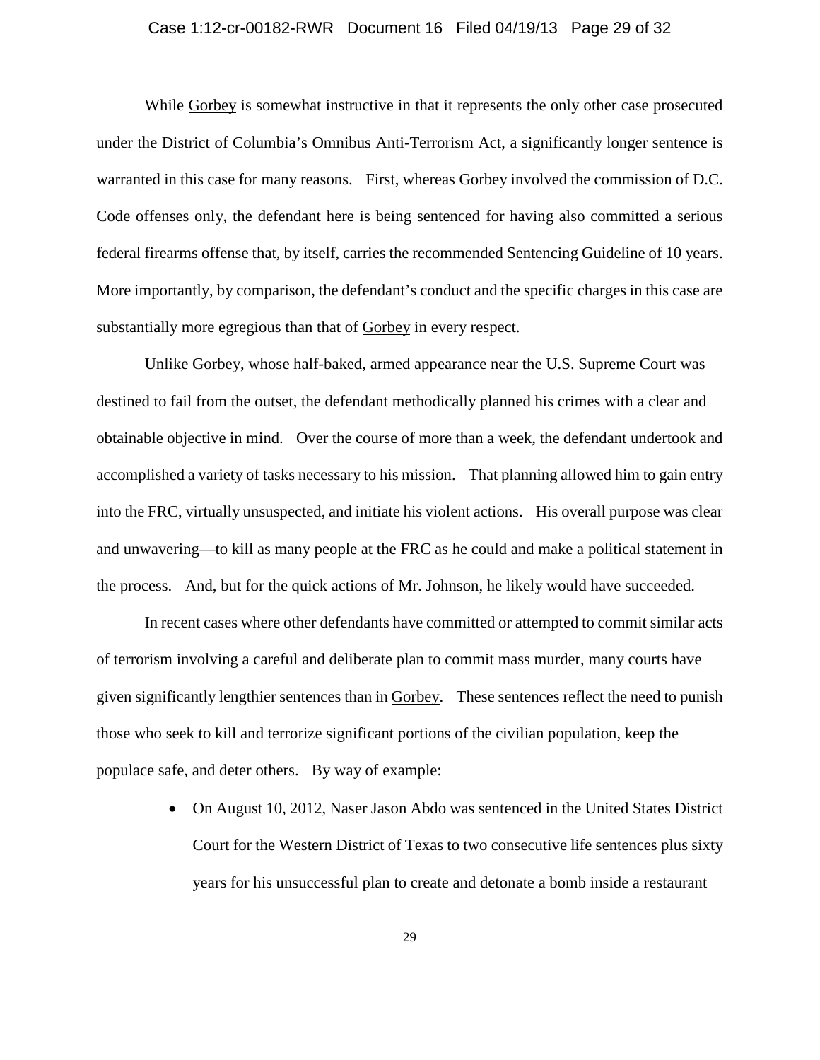While Gorbey is somewhat instructive in that it represents the only other case prosecuted under the District of Columbia's Omnibus Anti-Terrorism Act, a significantly longer sentence is warranted in this case for many reasons. First, whereas Gorbey involved the commission of D.C. Code offenses only, the defendant here is being sentenced for having also committed a serious federal firearms offense that, by itself, carries the recommended Sentencing Guideline of 10 years. More importantly, by comparison, the defendant's conduct and the specific charges in this case are substantially more egregious than that of Gorbey in every respect.

Unlike Gorbey, whose half-baked, armed appearance near the U.S. Supreme Court was destined to fail from the outset, the defendant methodically planned his crimes with a clear and obtainable objective in mind. Over the course of more than a week, the defendant undertook and accomplished a variety of tasks necessary to his mission. That planning allowed him to gain entry into the FRC, virtually unsuspected, and initiate his violent actions. His overall purpose was clear and unwavering—to kill as many people at the FRC as he could and make a political statement in the process. And, but for the quick actions of Mr. Johnson, he likely would have succeeded.

In recent cases where other defendants have committed or attempted to commit similar acts of terrorism involving a careful and deliberate plan to commit mass murder, many courts have given significantly lengthier sentences than in Gorbey. These sentences reflect the need to punish those who seek to kill and terrorize significant portions of the civilian population, keep the populace safe, and deter others. By way of example:

- On August 10, 2012, Naser Jason Abdo was sentenced in the United States District Court for the Western District of Texas to two consecutive life sentences plus sixty years for his unsuccessful plan to create and detonate a bomb inside a restaurant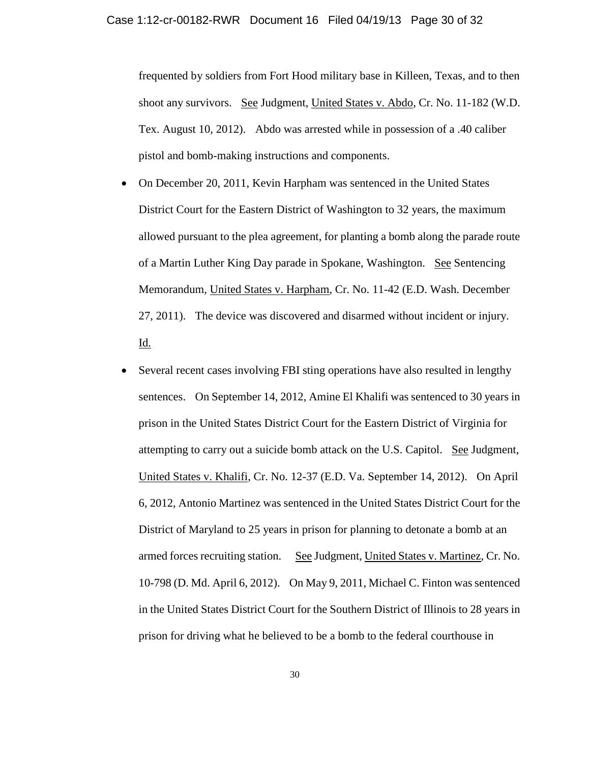frequented by soldiers from Fort Hood military base in Killeen, Texas, and to then shoot any survivors. See Judgment, United States v. Abdo, Cr. No. 11-182 (W.D. Tex. August 10, 2012). Abdo was arrested while in possession of a .40 caliber pistol and bomb-making instructions and components.

- On December 20, 2011, Kevin Harpham was sentenced in the United States District Court for the Eastern District of Washington to 32 years, the maximum allowed pursuant to the plea agreement, for planting a bomb along the parade route of a Martin Luther King Day parade in Spokane, Washington. See Sentencing Memorandum, United States v. Harpham, Cr. No. 11-42 (E.D. Wash. December 27, 2011). The device was discovered and disarmed without incident or injury. Id.

- Several recent cases involving FBI sting operations have also resulted in lengthy sentences. On September 14, 2012, Amine El Khalifi was sentenced to 30 years in prison in the United States District Court for the Eastern District of Virginia for attempting to carry out a suicide bomb attack on the U.S. Capitol. See Judgment, United States v. Khalifi, Cr. No. 12-37 (E.D. Va. September 14, 2012). On April 6, 2012, Antonio Martinez was sentenced in the United States District Court for the District of Maryland to 25 years in prison for planning to detonate a bomb at an armed forces recruiting station. See Judgment, United States v. Martinez, Cr. No. 10-798 (D. Md. April 6, 2012). On May 9, 2011, Michael C. Finton was sentenced in the United States District Court for the Southern District of Illinois to 28 years in prison for driving what he believed to be a bomb to the federal courthouse in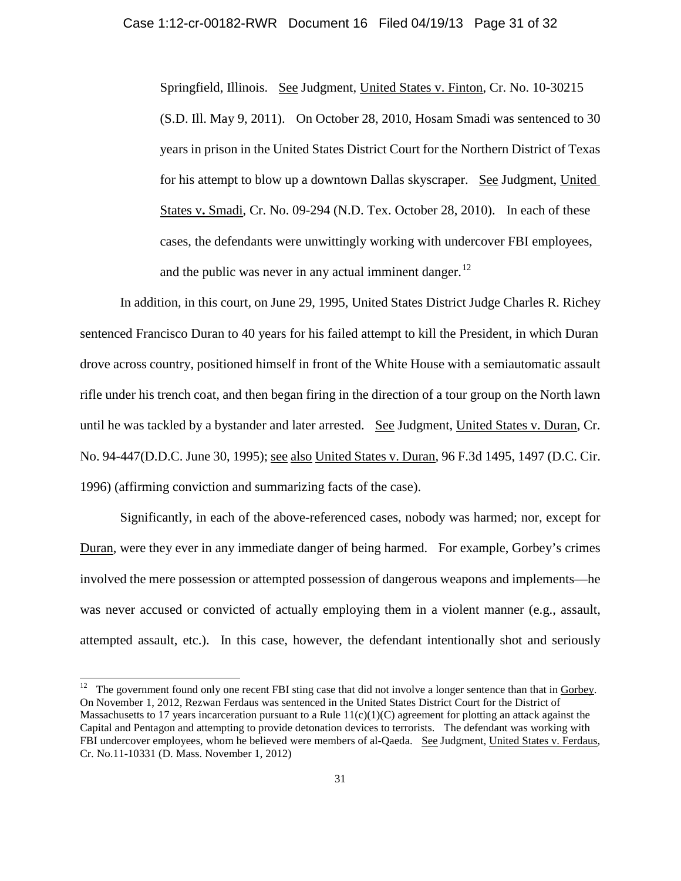Springfield, Illinois. See Judgment, United States v. Finton, Cr. No. 10-30215 (S.D. Ill. May 9, 2011). On October 28, 2010, Hosam Smadi was sentenced to 30 years in prison in the United States District Court for the Northern District of Texas for his attempt to blow up a downtown Dallas skyscraper. See Judgment, United States v. Smadi, Cr. No. 09-294 (N.D. Tex. October 28, 2010). In each of these cases, the defendants were unwittingly working with undercover FBI employees, and the public was never in any actual imminent danger.[12]

In addition, in this court, on June 29, 1995, United States District Judge Charles R. Richey sentenced Francisco Duran to 40 years for his failed attempt to kill the President, in which Duran drove across country, positioned himself in front of the White House with a semiautomatic assault rifle under his trench coat, and then began firing in the direction of a tour group on the North lawn until he was tackled by a bystander and later arrested. See Judgment, United States v. Duran, Cr. No. 94-447(D.D.C. June 30, 1995); see also United States v. Duran, 96 F.3d 1495, 1497 (D.C. Cir. 1996) (affirming conviction and summarizing facts of the case).

Significantly, in each of the above-referenced cases, nobody was harmed; nor, except for Duran, were they ever in any immediate danger of being harmed. For example, Gorbey's crimes involved the mere possession or attempted possession of dangerous weapons and implements—he was never accused or convicted of actually employing them in a violent manner (e.g., assault, attempted assault, etc.). In this case, however, the defendant intentionally shot and seriously

---

[12] The government found only one recent FBI sting case that did not involve a longer sentence than that in Gorbey. On November 1, 2012, Rezwan Ferdaus was sentenced in the United States District Court for the District of Massachusetts to 17 years incarceration pursuant to a Rule 11(c)(1)(C) agreement for plotting an attack against the Capitol and Pentagon and attempting to provide detonation devices to terrorists. The defendant was working with FBI undercover employees, whom he believed were members of al-Qaeda. See Judgment, United States v. Ferdaus, Cr. No.11-10331 (D. Mass. November 1, 2012)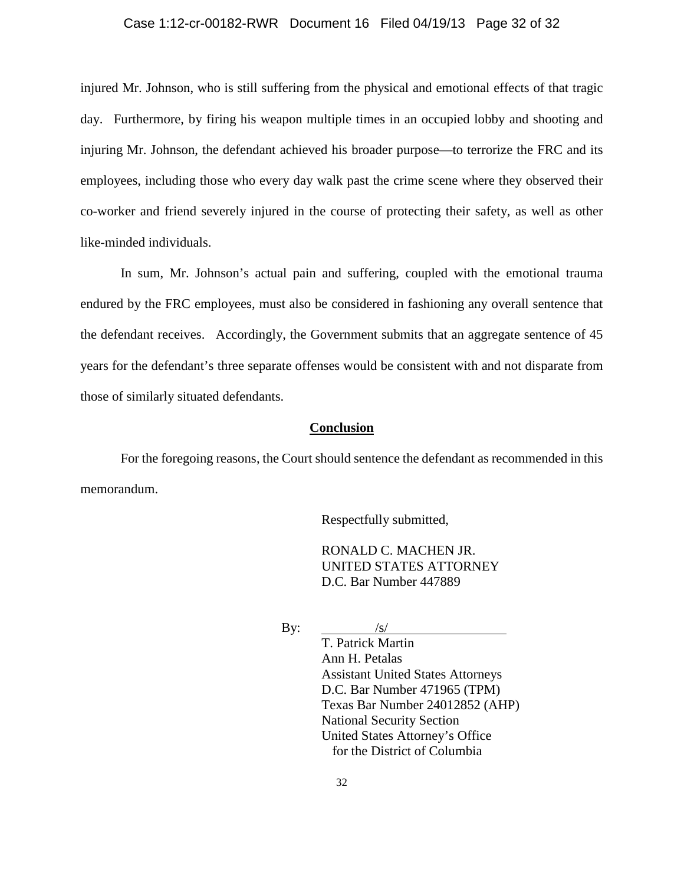injured Mr. Johnson, who is still suffering from the physical and emotional effects of that tragic day. Furthermore, by firing his weapon multiple times in an occupied lobby and shooting and injuring Mr. Johnson, the defendant achieved his broader purpose—to terrorize the FRC and its employees, including those who every day walk past the crime scene where they observed their co-worker and friend severely injured in the course of protecting their safety, as well as other like-minded individuals.

In sum, Mr. Johnson's actual pain and suffering, coupled with the emotional trauma endured by the FRC employees, must also be considered in fashioning any overall sentence that the defendant receives. Accordingly, the Government submits that an aggregate sentence of 45 years for the defendant's three separate offenses would be consistent with and not disparate from those of similarly situated defendants.

## Conclusion

For the foregoing reasons, the Court should sentence the defendant as recommended in this memorandum.

Respectfully submitted,

RONALD C. MACHEN JR.
UNITED STATES ATTORNEY
D.C. Bar Number 447889

By: /s/

T. Patrick Martin
Ann H. Petalas
Assistant United States Attorneys
D.C. Bar Number 471965 (TPM)
Texas Bar Number 24012852 (AHP)
National Security Section
United States Attorney's Office
for the District of Columbia